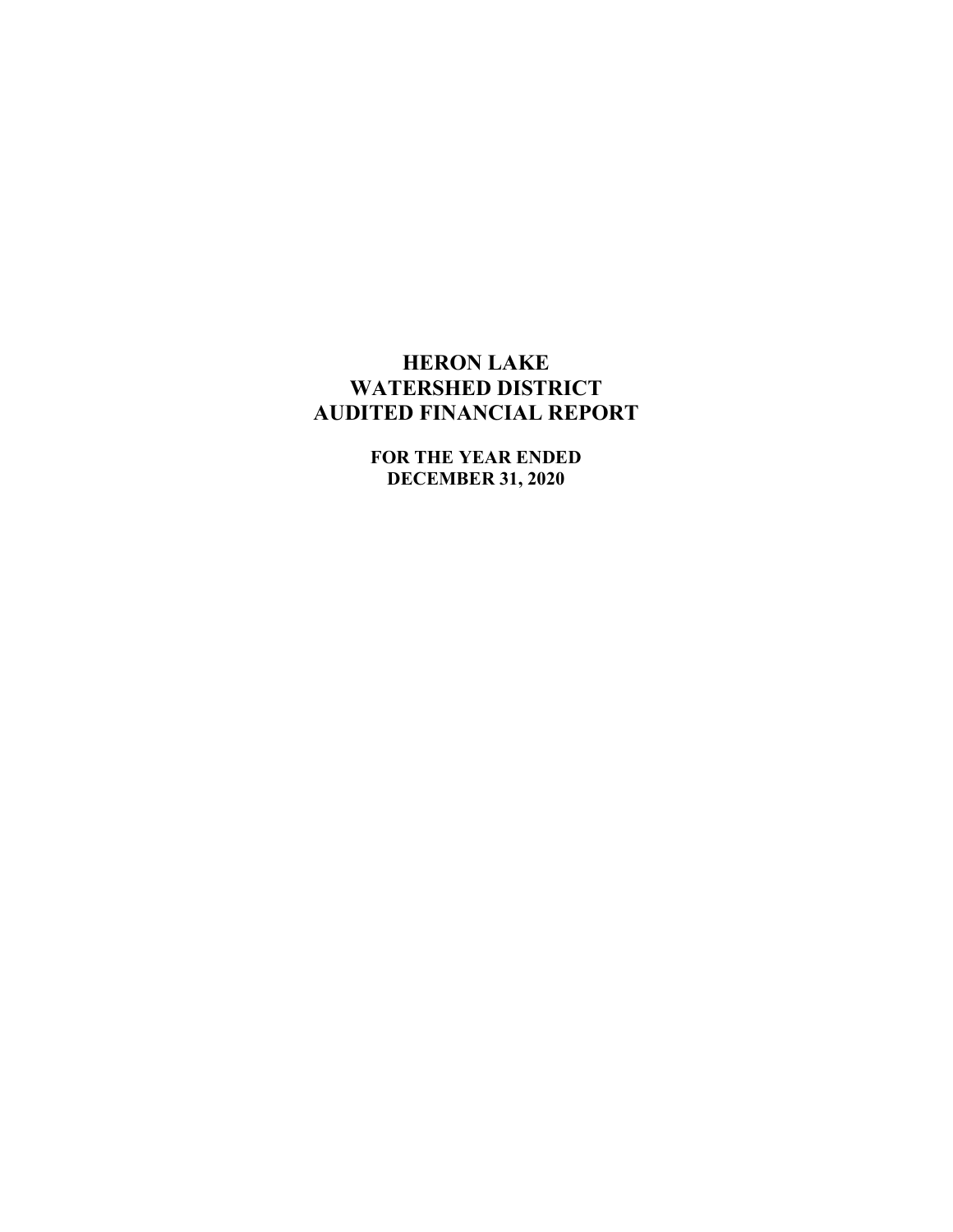# HERON LAKE WATERSHED DISTRICT AUDITED FINANCIAL REPORT

**FOR THE YEAR ENDED DECEMBER 31, 2020**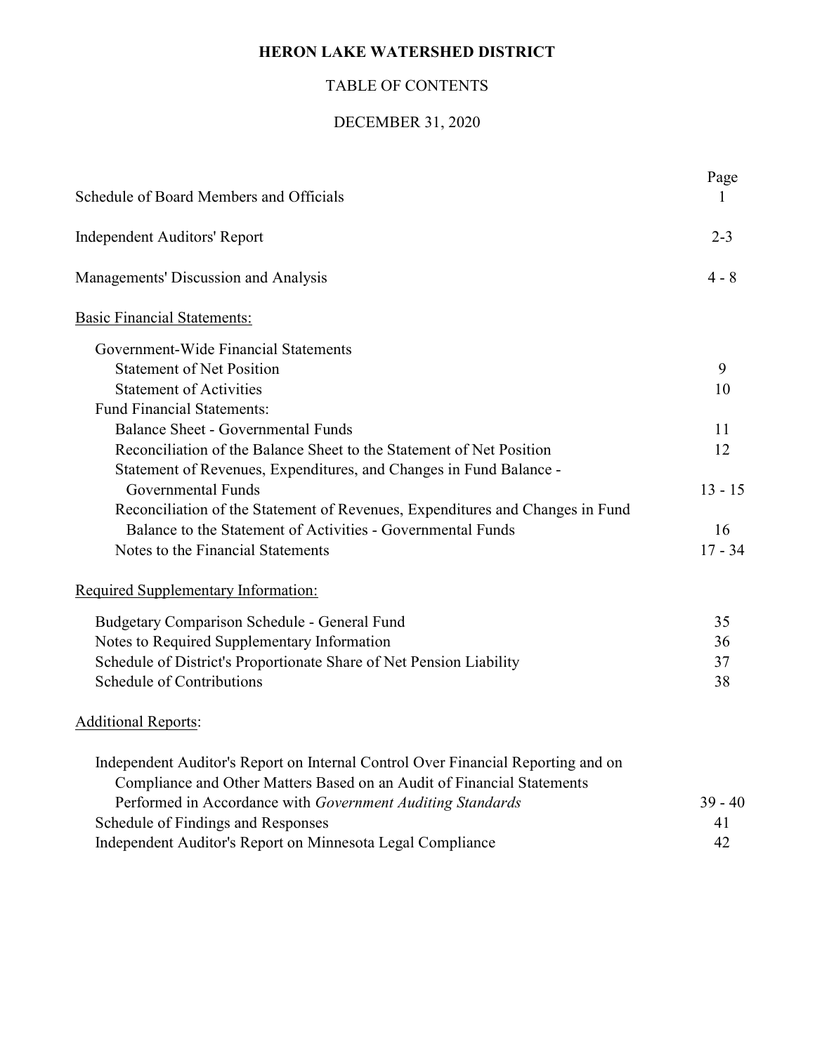# HERON LAKE WATERSHED DISTRICT

## TABLE OF CONTENTS

## DECEMBER 31, 2020

| | Page |
|---|---|
| Schedule of Board Members and Officials | 1 |
| Independent Auditors' Report | 2-3 |
| Managements' Discussion and Analysis | 4 - 8 |
| Basic Financial Statements: | |
| Government-Wide Financial Statements | |
| Statement of Net Position | 9 |
| Statement of Activities | 10 |
| Fund Financial Statements: | |
| Balance Sheet - Governmental Funds | 11 |
| Reconciliation of the Balance Sheet to the Statement of Net Position | 12 |
| Statement of Revenues, Expenditures, and Changes in Fund Balance - Governmental Funds | 13 - 15 |
| Reconciliation of the Statement of Revenues, Expenditures and Changes in Fund Balance to the Statement of Activities - Governmental Funds | 16 |
| Notes to the Financial Statements | 17 - 34 |
| Required Supplementary Information: | |
| Budgetary Comparison Schedule - General Fund | 35 |
| Notes to Required Supplementary Information | 36 |
| Schedule of District's Proportionate Share of Net Pension Liability | 37 |
| Schedule of Contributions | 38 |
| Additional Reports: | |
| Independent Auditor's Report on Internal Control Over Financial Reporting and on Compliance and Other Matters Based on an Audit of Financial Statements Performed in Accordance with *Government Auditing Standards* | 39 - 40 |
| Schedule of Findings and Responses | 41 |
| Independent Auditor's Report on Minnesota Legal Compliance | 42 |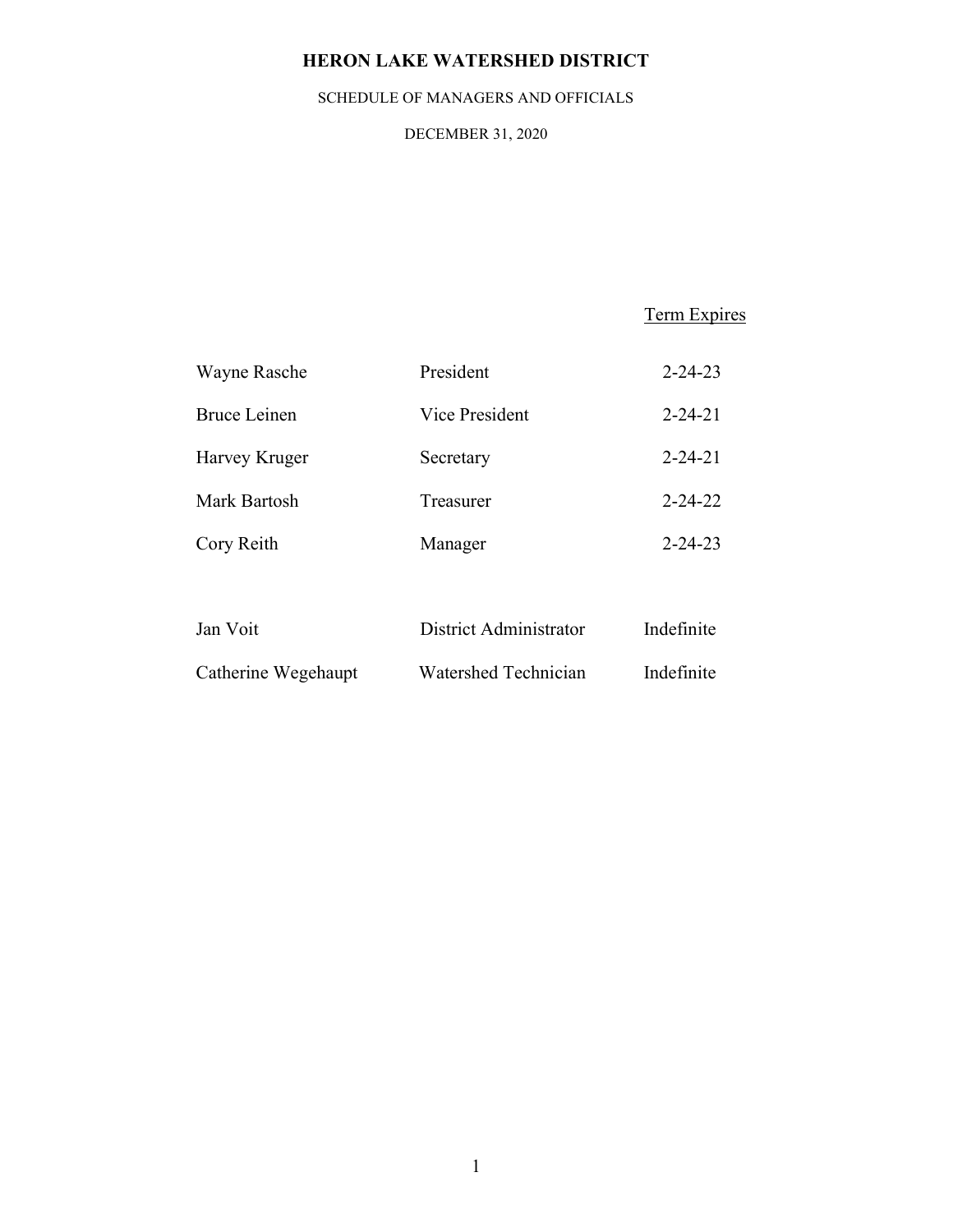# HERON LAKE WATERSHED DISTRICT

SCHEDULE OF MANAGERS AND OFFICIALS

DECEMBER 31, 2020

| | | Term Expires |
|---|---|---|
| Wayne Rasche | President | 2-24-23 |
| Bruce Leinen | Vice President | 2-24-21 |
| Harvey Kruger | Secretary | 2-24-21 |
| Mark Bartosh | Treasurer | 2-24-22 |
| Cory Reith | Manager | 2-24-23 |
| | | |
| Jan Voit | District Administrator | Indefinite |
| Catherine Wegehaupt | Watershed Technician | Indefinite |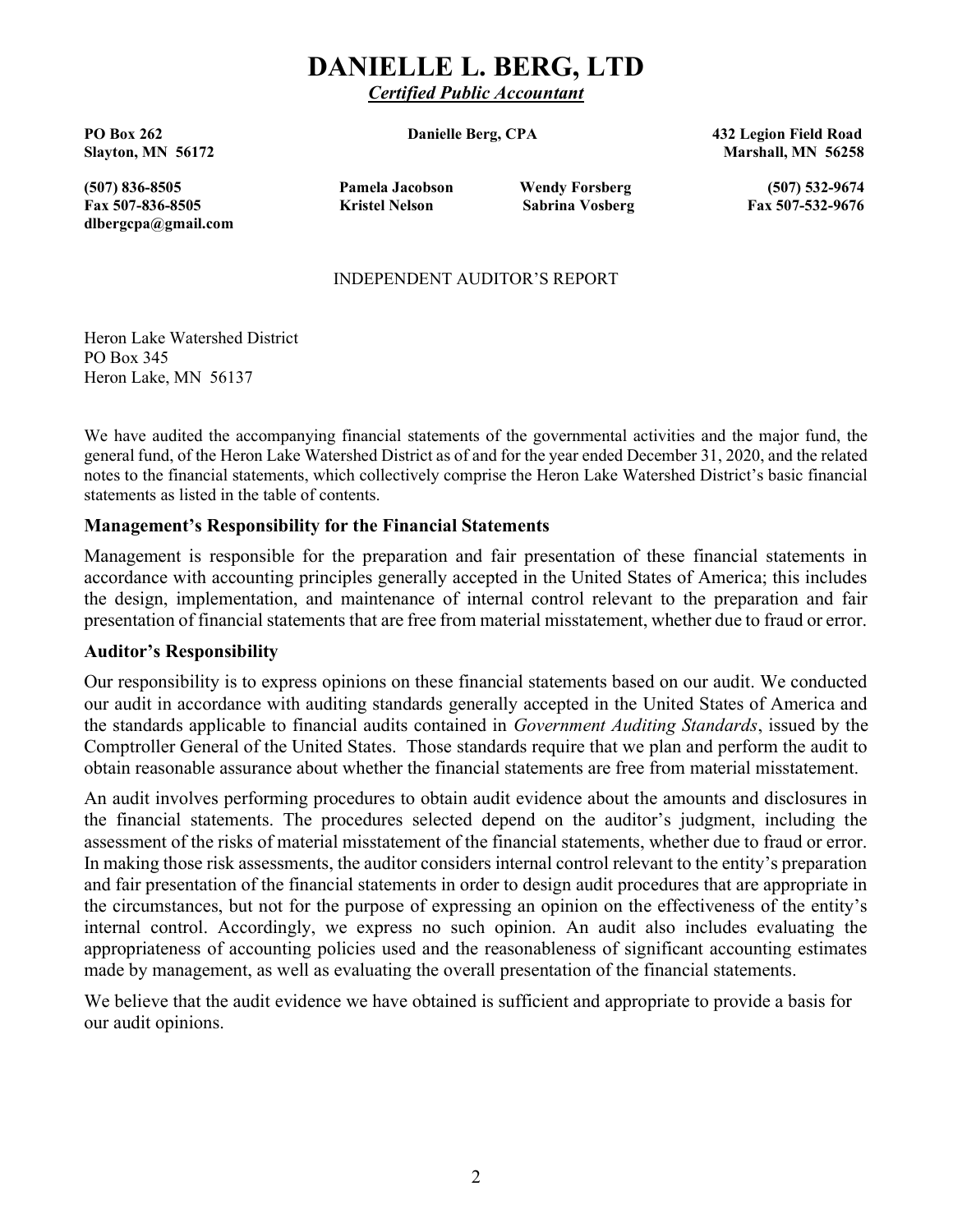# DANIELLE L. BERG, LTD

***Certified Public Accountant***

**PO Box 262** **Slayton, MN 56172**

**(507) 836-8505**
**Fax 507-836-8505**
**dlbergcpa@gmail.com**

**Danielle Berg, CPA**

**Pamela Jacobson** **Wendy Forsberg**
**Kristel Nelson** **Sabrina Vosberg**

**432 Legion Field Road**
**Marshall, MN 56258**

**(507) 532-9674**
**Fax 507-532-9676**

INDEPENDENT AUDITOR'S REPORT

Heron Lake Watershed District
PO Box 345
Heron Lake, MN 56137

We have audited the accompanying financial statements of the governmental activities and the major fund, the general fund, of the Heron Lake Watershed District as of and for the year ended December 31, 2020, and the related notes to the financial statements, which collectively comprise the Heron Lake Watershed District's basic financial statements as listed in the table of contents.

### Management's Responsibility for the Financial Statements

Management is responsible for the preparation and fair presentation of these financial statements in accordance with accounting principles generally accepted in the United States of America; this includes the design, implementation, and maintenance of internal control relevant to the preparation and fair presentation of financial statements that are free from material misstatement, whether due to fraud or error.

### Auditor's Responsibility

Our responsibility is to express opinions on these financial statements based on our audit. We conducted our audit in accordance with auditing standards generally accepted in the United States of America and the standards applicable to financial audits contained in *Government Auditing Standards*, issued by the Comptroller General of the United States. Those standards require that we plan and perform the audit to obtain reasonable assurance about whether the financial statements are free from material misstatement.

An audit involves performing procedures to obtain audit evidence about the amounts and disclosures in the financial statements. The procedures selected depend on the auditor's judgment, including the assessment of the risks of material misstatement of the financial statements, whether due to fraud or error. In making those risk assessments, the auditor considers internal control relevant to the entity's preparation and fair presentation of the financial statements in order to design audit procedures that are appropriate in the circumstances, but not for the purpose of expressing an opinion on the effectiveness of the entity's internal control. Accordingly, we express no such opinion. An audit also includes evaluating the appropriateness of accounting policies used and the reasonableness of significant accounting estimates made by management, as well as evaluating the overall presentation of the financial statements.

We believe that the audit evidence we have obtained is sufficient and appropriate to provide a basis for our audit opinions.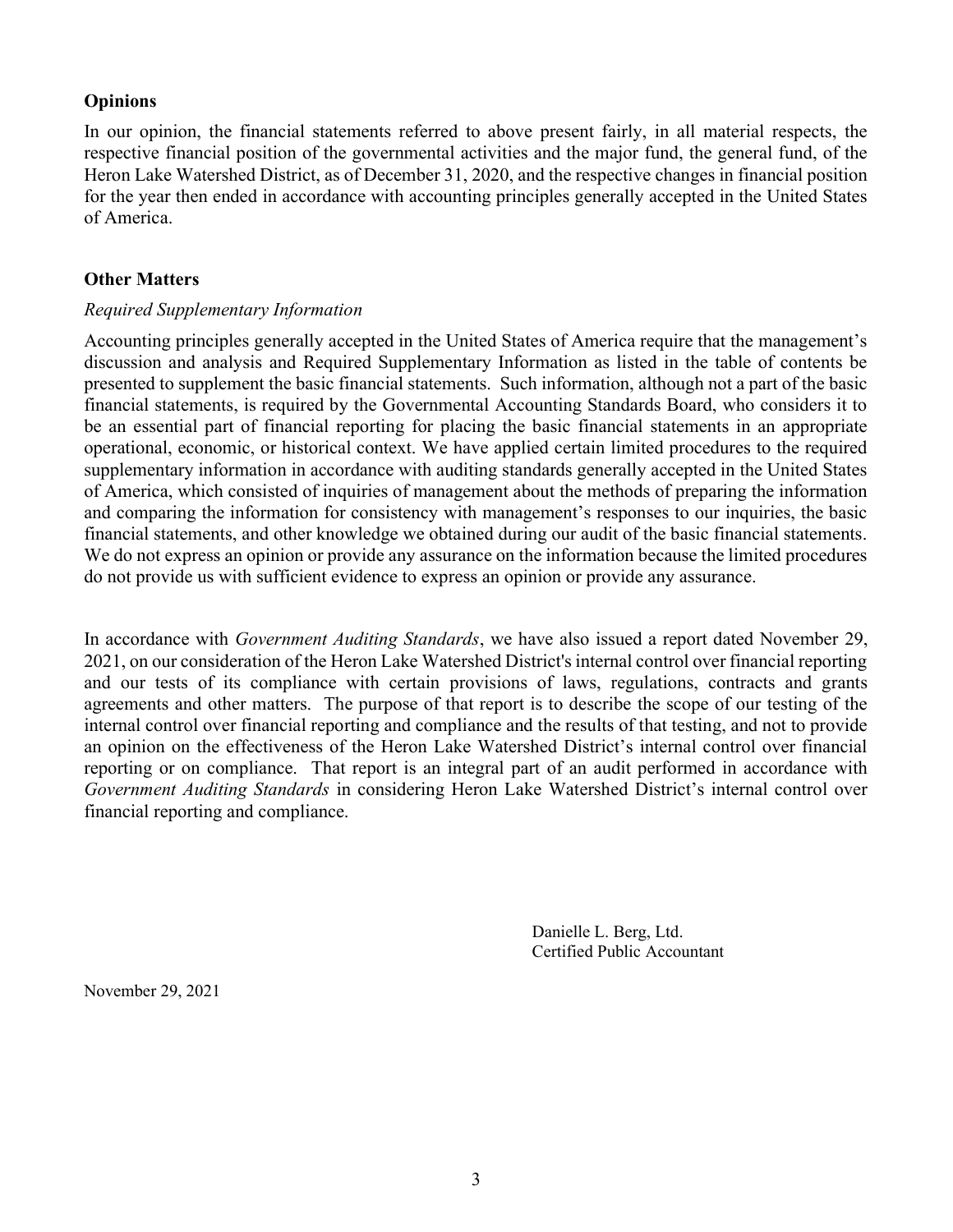## Opinions

In our opinion, the financial statements referred to above present fairly, in all material respects, the respective financial position of the governmental activities and the major fund, the general fund, of the Heron Lake Watershed District, as of December 31, 2020, and the respective changes in financial position for the year then ended in accordance with accounting principles generally accepted in the United States of America.

## Other Matters

*Required Supplementary Information*

Accounting principles generally accepted in the United States of America require that the management's discussion and analysis and Required Supplementary Information as listed in the table of contents be presented to supplement the basic financial statements. Such information, although not a part of the basic financial statements, is required by the Governmental Accounting Standards Board, who considers it to be an essential part of financial reporting for placing the basic financial statements in an appropriate operational, economic, or historical context. We have applied certain limited procedures to the required supplementary information in accordance with auditing standards generally accepted in the United States of America, which consisted of inquiries of management about the methods of preparing the information and comparing the information for consistency with management's responses to our inquiries, the basic financial statements, and other knowledge we obtained during our audit of the basic financial statements. We do not express an opinion or provide any assurance on the information because the limited procedures do not provide us with sufficient evidence to express an opinion or provide any assurance.

In accordance with *Government Auditing Standards*, we have also issued a report dated November 29, 2021, on our consideration of the Heron Lake Watershed District's internal control over financial reporting and our tests of its compliance with certain provisions of laws, regulations, contracts and grants agreements and other matters. The purpose of that report is to describe the scope of our testing of the internal control over financial reporting and compliance and the results of that testing, and not to provide an opinion on the effectiveness of the Heron Lake Watershed District's internal control over financial reporting or on compliance. That report is an integral part of an audit performed in accordance with *Government Auditing Standards* in considering Heron Lake Watershed District's internal control over financial reporting and compliance.

Danielle L. Berg, Ltd.
Certified Public Accountant

November 29, 2021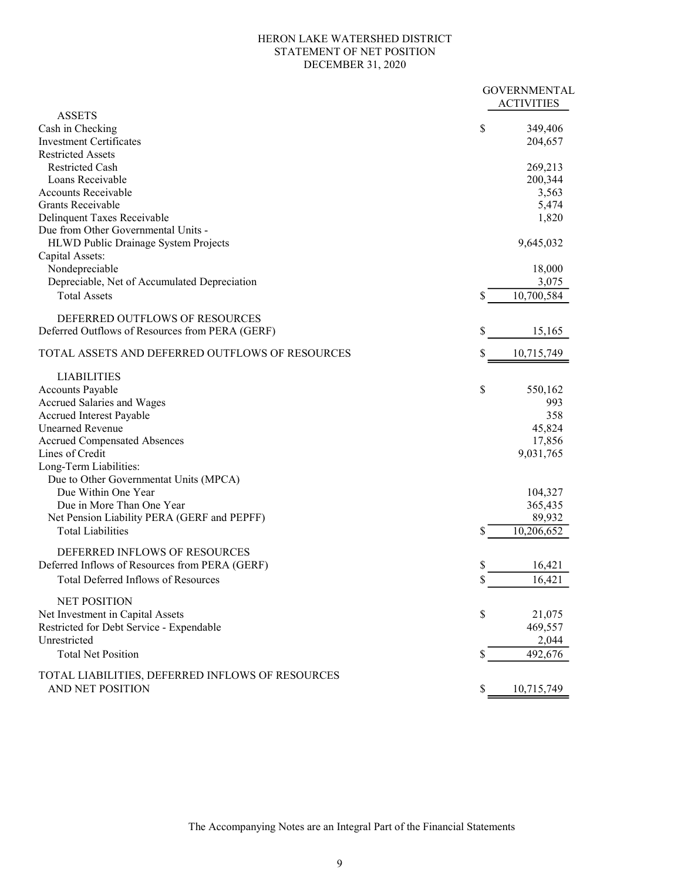# HERON LAKE WATERSHED DISTRICT
## STATEMENT OF NET POSITION
### DECEMBER 31, 2020

| | GOVERNMENTAL ACTIVITIES |
|---|---|
| **ASSETS** | |
| Cash in Checking | $ 349,406 |
| Investment Certificates | 204,657 |
| Restricted Assets | |
| Restricted Cash | 269,213 |
| Loans Receivable | 200,344 |
| Accounts Receivable | 3,563 |
| Grants Receivable | 5,474 |
| Delinquent Taxes Receivable | 1,820 |
| Due from Other Governmental Units - | |
| HLWD Public Drainage System Projects | 9,645,032 |
| Capital Assets: | |
| Nondepreciable | 18,000 |
| Depreciable, Net of Accumulated Depreciation | 3,075 |
| Total Assets | $ 10,700,584 |
| **DEFERRED OUTFLOWS OF RESOURCES** | |
| Deferred Outflows of Resources from PERA (GERF) | $ 15,165 |
| TOTAL ASSETS AND DEFERRED OUTFLOWS OF RESOURCES | $ 10,715,749 |
| **LIABILITIES** | |
| Accounts Payable | $ 550,162 |
| Accrued Salaries and Wages | 993 |
| Accrued Interest Payable | 358 |
| Unearned Revenue | 45,824 |
| Accrued Compensated Absences | 17,856 |
| Lines of Credit | 9,031,765 |
| Long-Term Liabilities: | |
| Due to Other Governmentat Units (MPCA) | |
| Due Within One Year | 104,327 |
| Due in More Than One Year | 365,435 |
| Net Pension Liability PERA (GERF and PEPFF) | 89,932 |
| Total Liabilities | $ 10,206,652 |
| **DEFERRED INFLOWS OF RESOURCES** | |
| Deferred Inflows of Resources from PERA (GERF) | $ 16,421 |
| Total Deferred Inflows of Resources | $ 16,421 |
| **NET POSITION** | |
| Net Investment in Capital Assets | $ 21,075 |
| Restricted for Debt Service - Expendable | 469,557 |
| Unrestricted | 2,044 |
| Total Net Position | $ 492,676 |
| TOTAL LIABILITIES, DEFERRED INFLOWS OF RESOURCES AND NET POSITION | $ 10,715,749 |

The Accompanying Notes are an Integral Part of the Financial Statements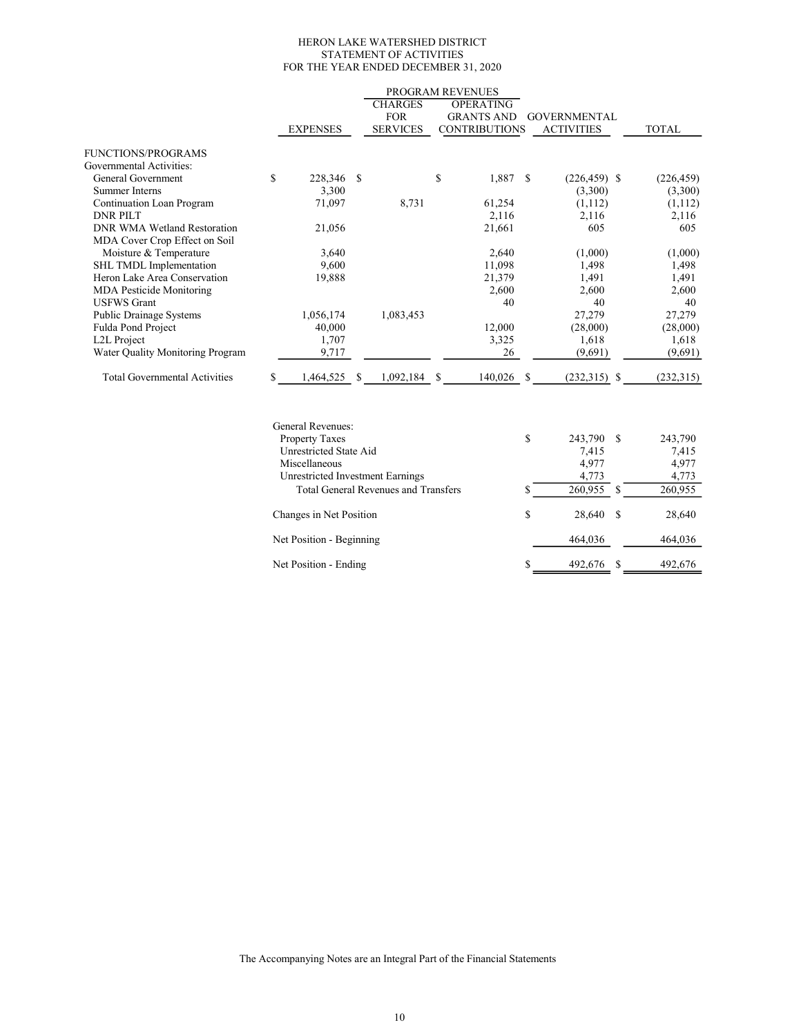# HERON LAKE WATERSHED DISTRICT
## STATEMENT OF ACTIVITIES
### FOR THE YEAR ENDED DECEMBER 31, 2020

| | | PROGRAM REVENUES | | | |
|---|---|---|---|---|---|
| | EXPENSES | CHARGES FOR SERVICES | OPERATING GRANTS AND CONTRIBUTIONS | GOVERNMENTAL ACTIVITIES | TOTAL |
| FUNCTIONS/PROGRAMS | | | | | |
| Governmental Activities: | | | | | |
| General Government | $ 228,346 | $ | $ 1,887 | $ (226,459) | $ (226,459) |
| Summer Interns | 3,300 | | | (3,300) | (3,300) |
| Continuation Loan Program | 71,097 | 8,731 | 61,254 | (1,112) | (1,112) |
| DNR PILT | | | 2,116 | 2,116 | 2,116 |
| DNR WMA Wetland Restoration | 21,056 | | 21,661 | 605 | 605 |
| MDA Cover Crop Effect on Soil Moisture & Temperature | 3,640 | | 2,640 | (1,000) | (1,000) |
| SHL TMDL Implementation | 9,600 | | 11,098 | 1,498 | 1,498 |
| Heron Lake Area Conservation | 19,888 | | 21,379 | 1,491 | 1,491 |
| MDA Pesticide Monitoring | | | 2,600 | 2,600 | 2,600 |
| USFWS Grant | | | 40 | 40 | 40 |
| Public Drainage Systems | 1,056,174 | 1,083,453 | | 27,279 | 27,279 |
| Fulda Pond Project | 40,000 | | 12,000 | (28,000) | (28,000) |
| L2L Project | 1,707 | | 3,325 | 1,618 | 1,618 |
| Water Quality Monitoring Program | 9,717 | | 26 | (9,691) | (9,691) |
| Total Governmental Activities | $ 1,464,525 | $ 1,092,184 | $ 140,026 | $ (232,315) | $ (232,315) |

| | GOVERNMENTAL ACTIVITIES | TOTAL |
|---|---|---|
| General Revenues: | | |
| Property Taxes | $ 243,790 | $ 243,790 |
| Unrestricted State Aid | 7,415 | 7,415 |
| Miscellaneous | 4,977 | 4,977 |
| Unrestricted Investment Earnings | 4,773 | 4,773 |
| Total General Revenues and Transfers | $ 260,955 | $ 260,955 |
| Changes in Net Position | $ 28,640 | $ 28,640 |
| Net Position - Beginning | 464,036 | 464,036 |
| Net Position - Ending | $ 492,676 | $ 492,676 |

The Accompanying Notes are an Integral Part of the Financial Statements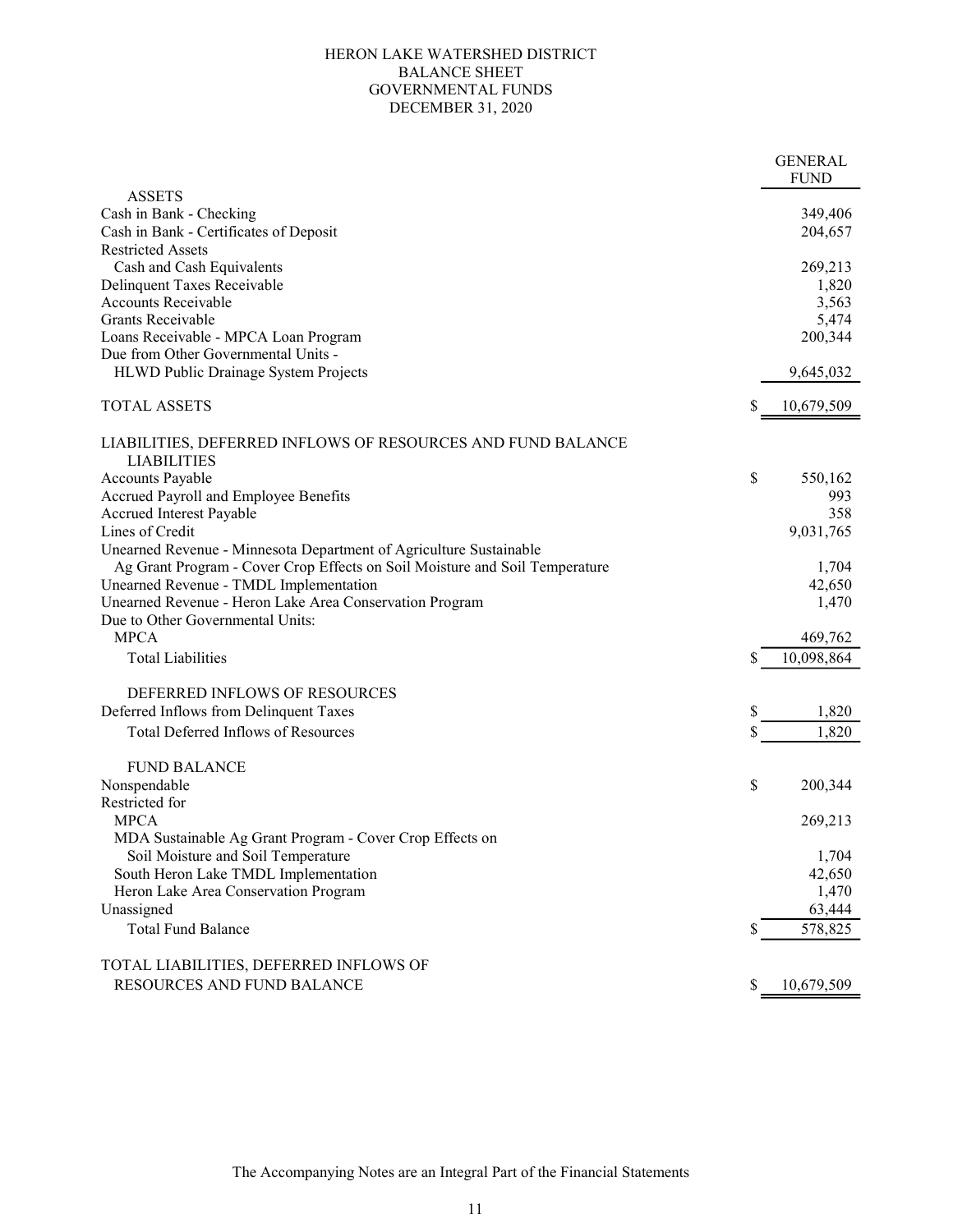# HERON LAKE WATERSHED DISTRICT
## BALANCE SHEET
## GOVERNMENTAL FUNDS
## DECEMBER 31, 2020

| | GENERAL FUND |
|---|---|
| **ASSETS** | |
| Cash in Bank - Checking | 349,406 |
| Cash in Bank - Certificates of Deposit | 204,657 |
| Restricted Assets | |
| Cash and Cash Equivalents | 269,213 |
| Delinquent Taxes Receivable | 1,820 |
| Accounts Receivable | 3,563 |
| Grants Receivable | 5,474 |
| Loans Receivable - MPCA Loan Program | 200,344 |
| Due from Other Governmental Units - | |
| HLWD Public Drainage System Projects | 9,645,032 |
| TOTAL ASSETS | $ 10,679,509 |
| **LIABILITIES, DEFERRED INFLOWS OF RESOURCES AND FUND BALANCE** | |
| **LIABILITIES** | |
| Accounts Payable | $ 550,162 |
| Accrued Payroll and Employee Benefits | 993 |
| Accrued Interest Payable | 358 |
| Lines of Credit | 9,031,765 |
| Unearned Revenue - Minnesota Department of Agriculture Sustainable Ag Grant Program - Cover Crop Effects on Soil Moisture and Soil Temperature | 1,704 |
| Unearned Revenue - TMDL Implementation | 42,650 |
| Unearned Revenue - Heron Lake Area Conservation Program | 1,470 |
| Due to Other Governmental Units: | |
| MPCA | 469,762 |
| Total Liabilities | $ 10,098,864 |
| **DEFERRED INFLOWS OF RESOURCES** | |
| Deferred Inflows from Delinquent Taxes | $ 1,820 |
| Total Deferred Inflows of Resources | $ 1,820 |
| **FUND BALANCE** | |
| Nonspendable | $ 200,344 |
| Restricted for | |
| MPCA | 269,213 |
| MDA Sustainable Ag Grant Program - Cover Crop Effects on Soil Moisture and Soil Temperature | 1,704 |
| South Heron Lake TMDL Implementation | 42,650 |
| Heron Lake Area Conservation Program | 1,470 |
| Unassigned | 63,444 |
| Total Fund Balance | $ 578,825 |
| TOTAL LIABILITIES, DEFERRED INFLOWS OF RESOURCES AND FUND BALANCE | $ 10,679,509 |

The Accompanying Notes are an Integral Part of the Financial Statements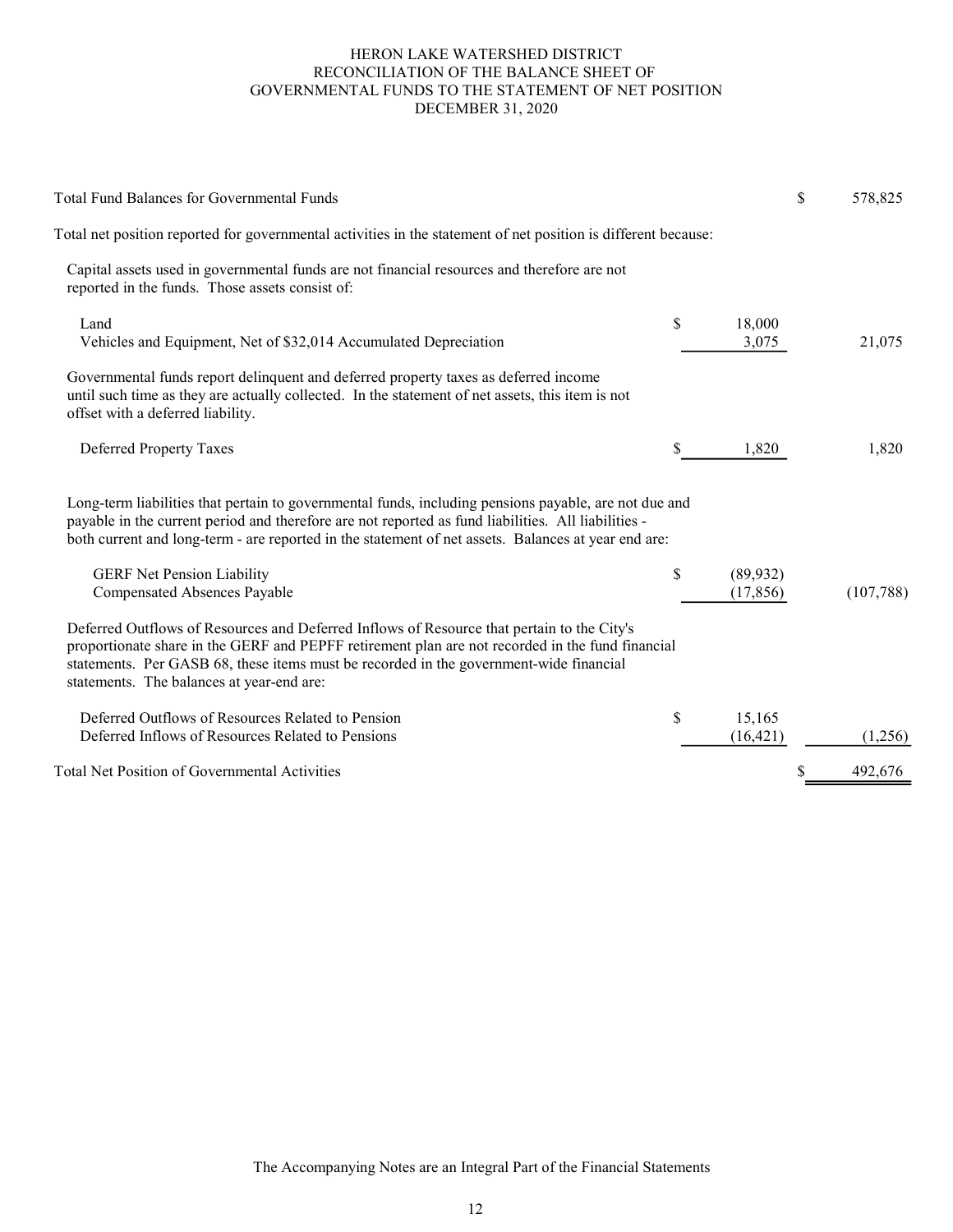# HERON LAKE WATERSHED DISTRICT
## RECONCILIATION OF THE BALANCE SHEET OF GOVERNMENTAL FUNDS TO THE STATEMENT OF NET POSITION
### DECEMBER 31, 2020

| | | |
|---|---|---|
| Total Fund Balances for Governmental Funds | | $ 578,825 |
| Total net position reported for governmental activities in the statement of net position is different because: | | |
| Capital assets used in governmental funds are not financial resources and therefore are not reported in the funds. Those assets consist of: | | |
| Land | $ 18,000 | |
| Vehicles and Equipment, Net of $32,014 Accumulated Depreciation | 3,075 | 21,075 |
| Governmental funds report delinquent and deferred property taxes as deferred income until such time as they are actually collected. In the statement of net assets, this item is not offset with a deferred liability. | | |
| Deferred Property Taxes | $ 1,820 | 1,820 |
| Long-term liabilities that pertain to governmental funds, including pensions payable, are not due and payable in the current period and therefore are not reported as fund liabilities. All liabilities - both current and long-term - are reported in the statement of net assets. Balances at year end are: | | |
| GERF Net Pension Liability | $ (89,932) | |
| Compensated Absences Payable | (17,856) | (107,788) |
| Deferred Outflows of Resources and Deferred Inflows of Resource that pertain to the City's proportionate share in the GERF and PEPFF retirement plan are not recorded in the fund financial statements. Per GASB 68, these items must be recorded in the government-wide financial statements. The balances at year-end are: | | |
| Deferred Outflows of Resources Related to Pension | $ 15,165 | |
| Deferred Inflows of Resources Related to Pensions | (16,421) | (1,256) |
| Total Net Position of Governmental Activities | | $ 492,676 |

The Accompanying Notes are an Integral Part of the Financial Statements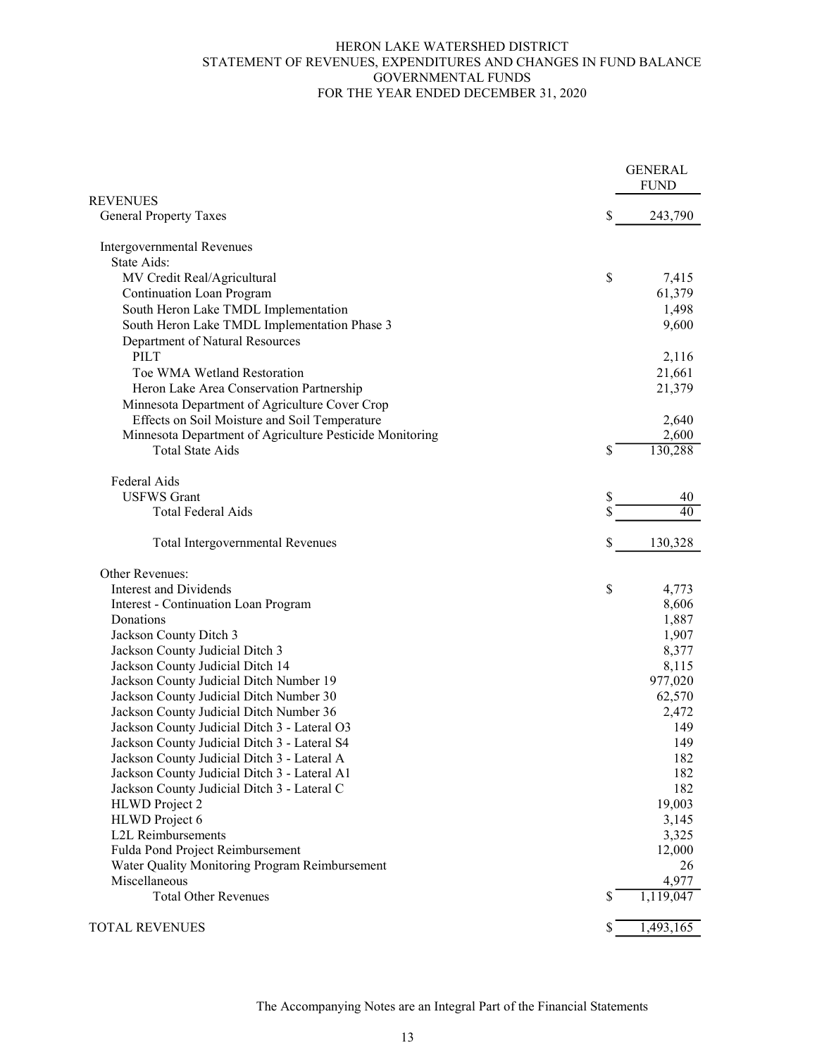HERON LAKE WATERSHED DISTRICT
STATEMENT OF REVENUES, EXPENDITURES AND CHANGES IN FUND BALANCE
GOVERNMENTAL FUNDS
FOR THE YEAR ENDED DECEMBER 31, 2020

| | | GENERAL FUND |
|---|---|---|
| REVENUES | | |
| General Property Taxes | $ | 243,790 |
| | | |
| Intergovernmental Revenues | | |
| State Aids: | | |
| MV Credit Real/Agricultural | $ | 7,415 |
| Continuation Loan Program | | 61,379 |
| South Heron Lake TMDL Implementation | | 1,498 |
| South Heron Lake TMDL Implementation Phase 3 | | 9,600 |
| Department of Natural Resources | | |
| PILT | | 2,116 |
| Toe WMA Wetland Restoration | | 21,661 |
| Heron Lake Area Conservation Partnership | | 21,379 |
| Minnesota Department of Agriculture Cover Crop Effects on Soil Moisture and Soil Temperature | | 2,640 |
| Minnesota Department of Agriculture Pesticide Monitoring | | 2,600 |
| Total State Aids | $ | 130,288 |
| | | |
| Federal Aids | | |
| USFWS Grant | $ | 40 |
| Total Federal Aids | $ | 40 |
| | | |
| Total Intergovernmental Revenues | $ | 130,328 |
| | | |
| Other Revenues: | | |
| Interest and Dividends | $ | 4,773 |
| Interest - Continuation Loan Program | | 8,606 |
| Donations | | 1,887 |
| Jackson County Ditch 3 | | 1,907 |
| Jackson County Judicial Ditch 3 | | 8,377 |
| Jackson County Judicial Ditch 14 | | 8,115 |
| Jackson County Judicial Ditch Number 19 | | 977,020 |
| Jackson County Judicial Ditch Number 30 | | 62,570 |
| Jackson County Judicial Ditch Number 36 | | 2,472 |
| Jackson County Judicial Ditch 3 - Lateral O3 | | 149 |
| Jackson County Judicial Ditch 3 - Lateral S4 | | 149 |
| Jackson County Judicial Ditch 3 - Lateral A | | 182 |
| Jackson County Judicial Ditch 3 - Lateral A1 | | 182 |
| Jackson County Judicial Ditch 3 - Lateral C | | 182 |
| HLWD Project 2 | | 19,003 |
| HLWD Project 6 | | 3,145 |
| L2L Reimbursements | | 3,325 |
| Fulda Pond Project Reimbursement | | 12,000 |
| Water Quality Monitoring Program Reimbursement | | 26 |
| Miscellaneous | | 4,977 |
| Total Other Revenues | $ | 1,119,047 |
| | | |
| TOTAL REVENUES | $ | 1,493,165 |

The Accompanying Notes are an Integral Part of the Financial Statements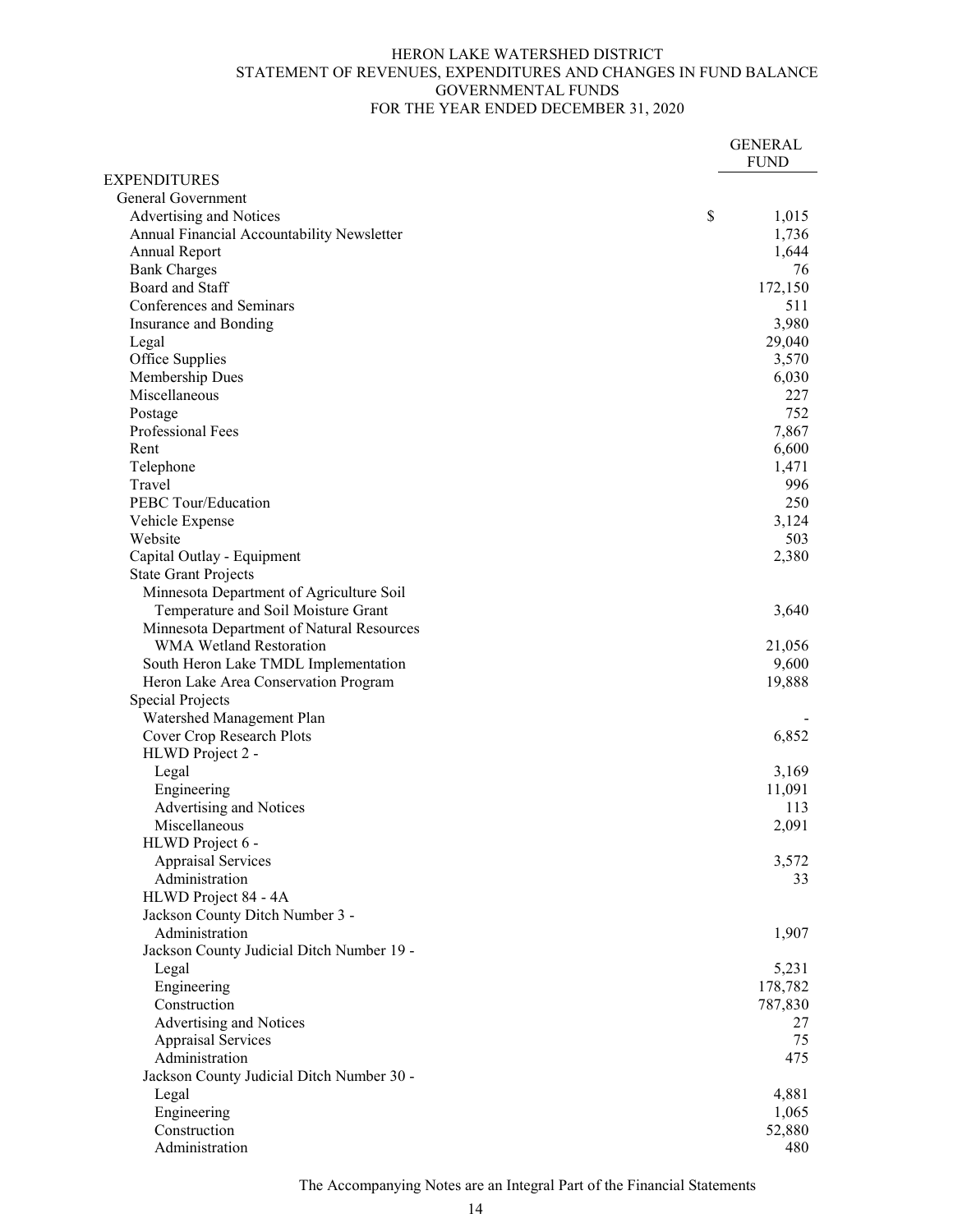HERON LAKE WATERSHED DISTRICT
STATEMENT OF REVENUES, EXPENDITURES AND CHANGES IN FUND BALANCE
GOVERNMENTAL FUNDS
FOR THE YEAR ENDED DECEMBER 31, 2020

| | GENERAL FUND |
|---|---|
| EXPENDITURES | |
| General Government | |
| Advertising and Notices | $ 1,015 |
| Annual Financial Accountability Newsletter | 1,736 |
| Annual Report | 1,644 |
| Bank Charges | 76 |
| Board and Staff | 172,150 |
| Conferences and Seminars | 511 |
| Insurance and Bonding | 3,980 |
| Legal | 29,040 |
| Office Supplies | 3,570 |
| Membership Dues | 6,030 |
| Miscellaneous | 227 |
| Postage | 752 |
| Professional Fees | 7,867 |
| Rent | 6,600 |
| Telephone | 1,471 |
| Travel | 996 |
| PEBC Tour/Education | 250 |
| Vehicle Expense | 3,124 |
| Website | 503 |
| Capital Outlay - Equipment | 2,380 |
| State Grant Projects | |
| Minnesota Department of Agriculture Soil Temperature and Soil Moisture Grant | 3,640 |
| Minnesota Department of Natural Resources WMA Wetland Restoration | 21,056 |
| South Heron Lake TMDL Implementation | 9,600 |
| Heron Lake Area Conservation Program | 19,888 |
| Special Projects | |
| Watershed Management Plan | - |
| Cover Crop Research Plots | 6,852 |
| HLWD Project 2 - | |
| Legal | 3,169 |
| Engineering | 11,091 |
| Advertising and Notices | 113 |
| Miscellaneous | 2,091 |
| HLWD Project 6 - | |
| Appraisal Services | 3,572 |
| Administration | 33 |
| HLWD Project 84 - 4A | |
| Jackson County Ditch Number 3 - | |
| Administration | 1,907 |
| Jackson County Judicial Ditch Number 19 - | |
| Legal | 5,231 |
| Engineering | 178,782 |
| Construction | 787,830 |
| Advertising and Notices | 27 |
| Appraisal Services | 75 |
| Administration | 475 |
| Jackson County Judicial Ditch Number 30 - | |
| Legal | 4,881 |
| Engineering | 1,065 |
| Construction | 52,880 |
| Administration | 480 |

The Accompanying Notes are an Integral Part of the Financial Statements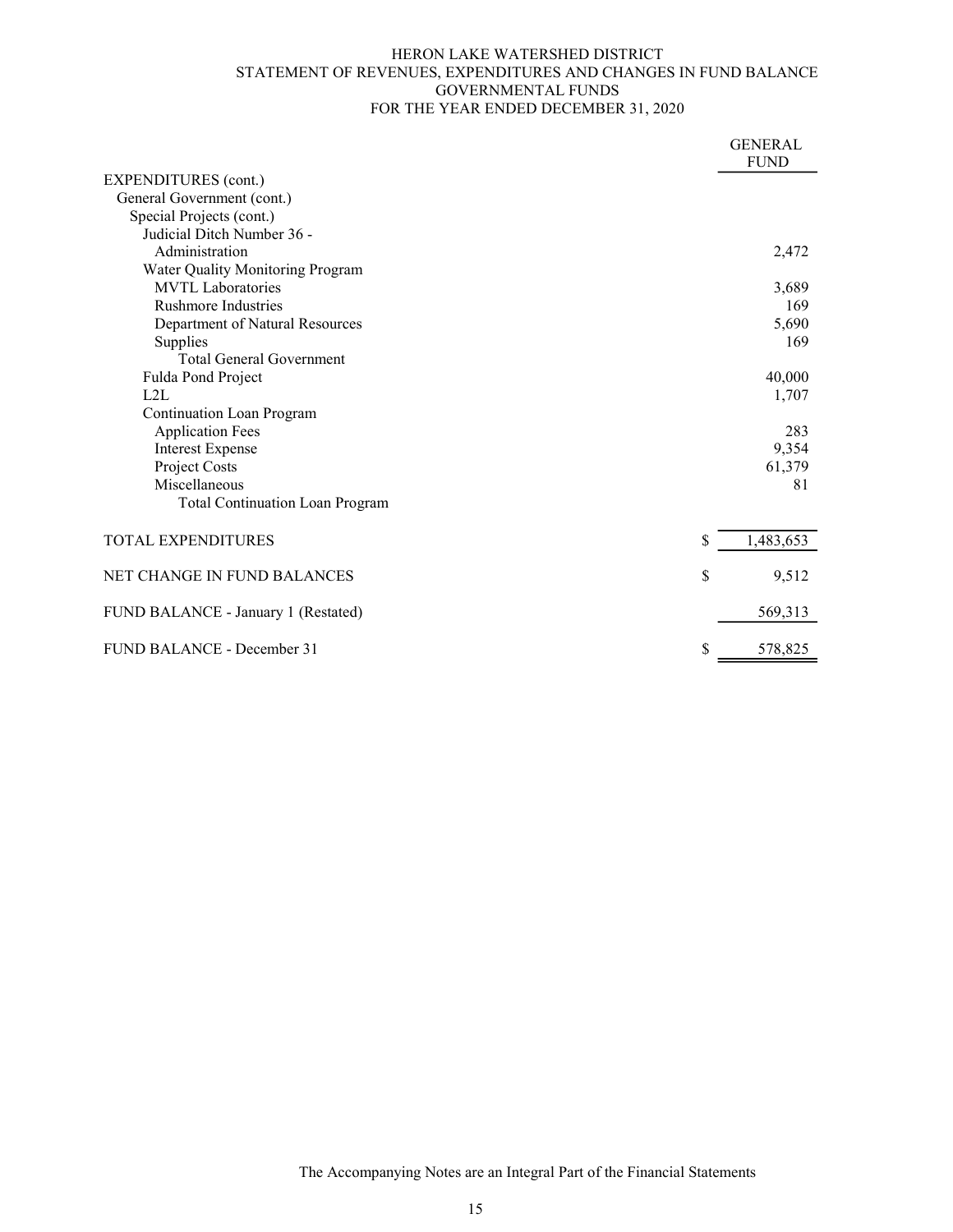HERON LAKE WATERSHED DISTRICT
STATEMENT OF REVENUES, EXPENDITURES AND CHANGES IN FUND BALANCE
GOVERNMENTAL FUNDS
FOR THE YEAR ENDED DECEMBER 31, 2020

| | GENERAL FUND |
|---|---|
| EXPENDITURES (cont.) | |
| General Government (cont.) | |
| Special Projects (cont.) | |
| Judicial Ditch Number 36 - | |
| Administration | 2,472 |
| Water Quality Monitoring Program | |
| MVTL Laboratories | 3,689 |
| Rushmore Industries | 169 |
| Department of Natural Resources | 5,690 |
| Supplies | 169 |
| Total General Government | |
| Fulda Pond Project | 40,000 |
| L2L | 1,707 |
| Continuation Loan Program | |
| Application Fees | 283 |
| Interest Expense | 9,354 |
| Project Costs | 61,379 |
| Miscellaneous | 81 |
| Total Continuation Loan Program | |
| TOTAL EXPENDITURES | $ 1,483,653 |
| NET CHANGE IN FUND BALANCES | $ 9,512 |
| FUND BALANCE - January 1 (Restated) | 569,313 |
| FUND BALANCE - December 31 | $ 578,825 |

The Accompanying Notes are an Integral Part of the Financial Statements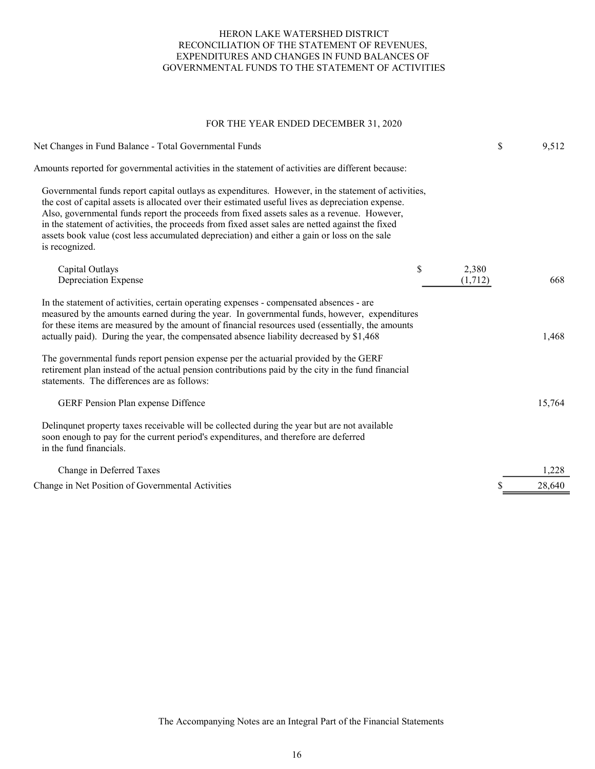# HERON LAKE WATERSHED DISTRICT
## RECONCILIATION OF THE STATEMENT OF REVENUES, EXPENDITURES AND CHANGES IN FUND BALANCES OF GOVERNMENTAL FUNDS TO THE STATEMENT OF ACTIVITIES

FOR THE YEAR ENDED DECEMBER 31, 2020

| | | |
|---|---|---|
| Net Changes in Fund Balance - Total Governmental Funds | | $ 9,512 |
| Amounts reported for governmental activities in the statement of activities are different because: | | |
| Governmental funds report capital outlays as expenditures. However, in the statement of activities, the cost of capital assets is allocated over their estimated useful lives as depreciation expense. Also, governmental funds report the proceeds from fixed assets sales as a revenue. However, in the statement of activities, the proceeds from fixed asset sales are netted against the fixed assets book value (cost less accumulated depreciation) and either a gain or loss on the sale is recognized. | | |
| Capital Outlays | $ 2,380 | |
| Depreciation Expense | (1,712) | 668 |
| In the statement of activities, certain operating expenses - compensated absences - are measured by the amounts earned during the year. In governmental funds, however, expenditures for these items are measured by the amount of financial resources used (essentially, the amounts actually paid). During the year, the compensated absence liability decreased by $1,468 | | 1,468 |
| The governmental funds report pension expense per the actuarial provided by the GERF retirement plan instead of the actual pension contributions paid by the city in the fund financial statements. The differences are as follows: | | |
| GERF Pension Plan expense Diffence | | 15,764 |
| Delinqunet property taxes receivable will be collected during the year but are not available soon enough to pay for the current period's expenditures, and therefore are deferred in the fund financials. | | |
| Change in Deferred Taxes | | 1,228 |
| Change in Net Position of Governmental Activities | | $ 28,640 |

The Accompanying Notes are an Integral Part of the Financial Statements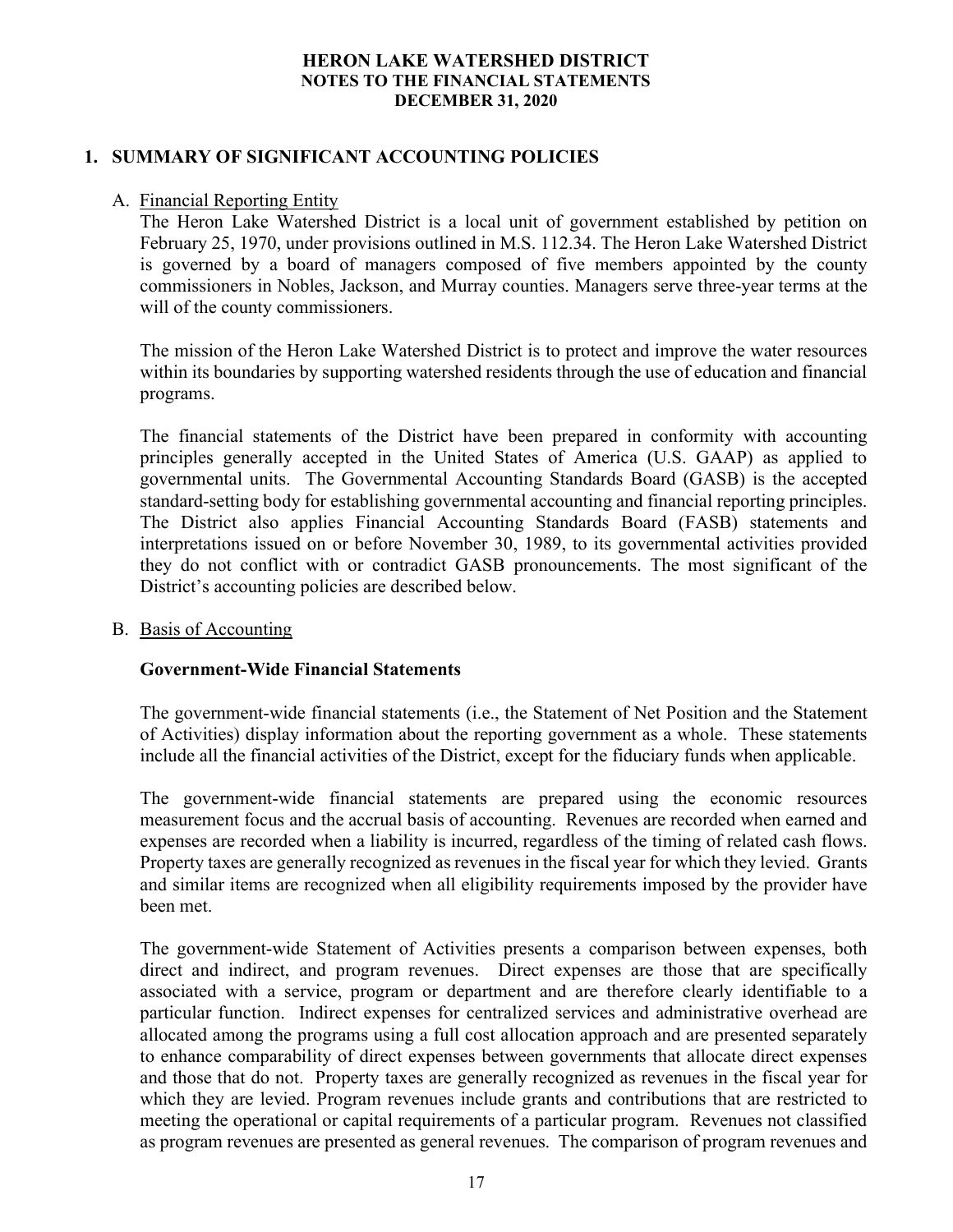# HERON LAKE WATERSHED DISTRICT
## NOTES TO THE FINANCIAL STATEMENTS
## DECEMBER 31, 2020

## 1. SUMMARY OF SIGNIFICANT ACCOUNTING POLICIES

### A. Financial Reporting Entity

The Heron Lake Watershed District is a local unit of government established by petition on February 25, 1970, under provisions outlined in M.S. 112.34. The Heron Lake Watershed District is governed by a board of managers composed of five members appointed by the county commissioners in Nobles, Jackson, and Murray counties. Managers serve three-year terms at the will of the county commissioners.

The mission of the Heron Lake Watershed District is to protect and improve the water resources within its boundaries by supporting watershed residents through the use of education and financial programs.

The financial statements of the District have been prepared in conformity with accounting principles generally accepted in the United States of America (U.S. GAAP) as applied to governmental units. The Governmental Accounting Standards Board (GASB) is the accepted standard-setting body for establishing governmental accounting and financial reporting principles. The District also applies Financial Accounting Standards Board (FASB) statements and interpretations issued on or before November 30, 1989, to its governmental activities provided they do not conflict with or contradict GASB pronouncements. The most significant of the District's accounting policies are described below.

### B. Basis of Accounting

**Government-Wide Financial Statements**

The government-wide financial statements (i.e., the Statement of Net Position and the Statement of Activities) display information about the reporting government as a whole. These statements include all the financial activities of the District, except for the fiduciary funds when applicable.

The government-wide financial statements are prepared using the economic resources measurement focus and the accrual basis of accounting. Revenues are recorded when earned and expenses are recorded when a liability is incurred, regardless of the timing of related cash flows. Property taxes are generally recognized as revenues in the fiscal year for which they levied. Grants and similar items are recognized when all eligibility requirements imposed by the provider have been met.

The government-wide Statement of Activities presents a comparison between expenses, both direct and indirect, and program revenues. Direct expenses are those that are specifically associated with a service, program or department and are therefore clearly identifiable to a particular function. Indirect expenses for centralized services and administrative overhead are allocated among the programs using a full cost allocation approach and are presented separately to enhance comparability of direct expenses between governments that allocate direct expenses and those that do not. Property taxes are generally recognized as revenues in the fiscal year for which they are levied. Program revenues include grants and contributions that are restricted to meeting the operational or capital requirements of a particular program. Revenues not classified as program revenues are presented as general revenues. The comparison of program revenues and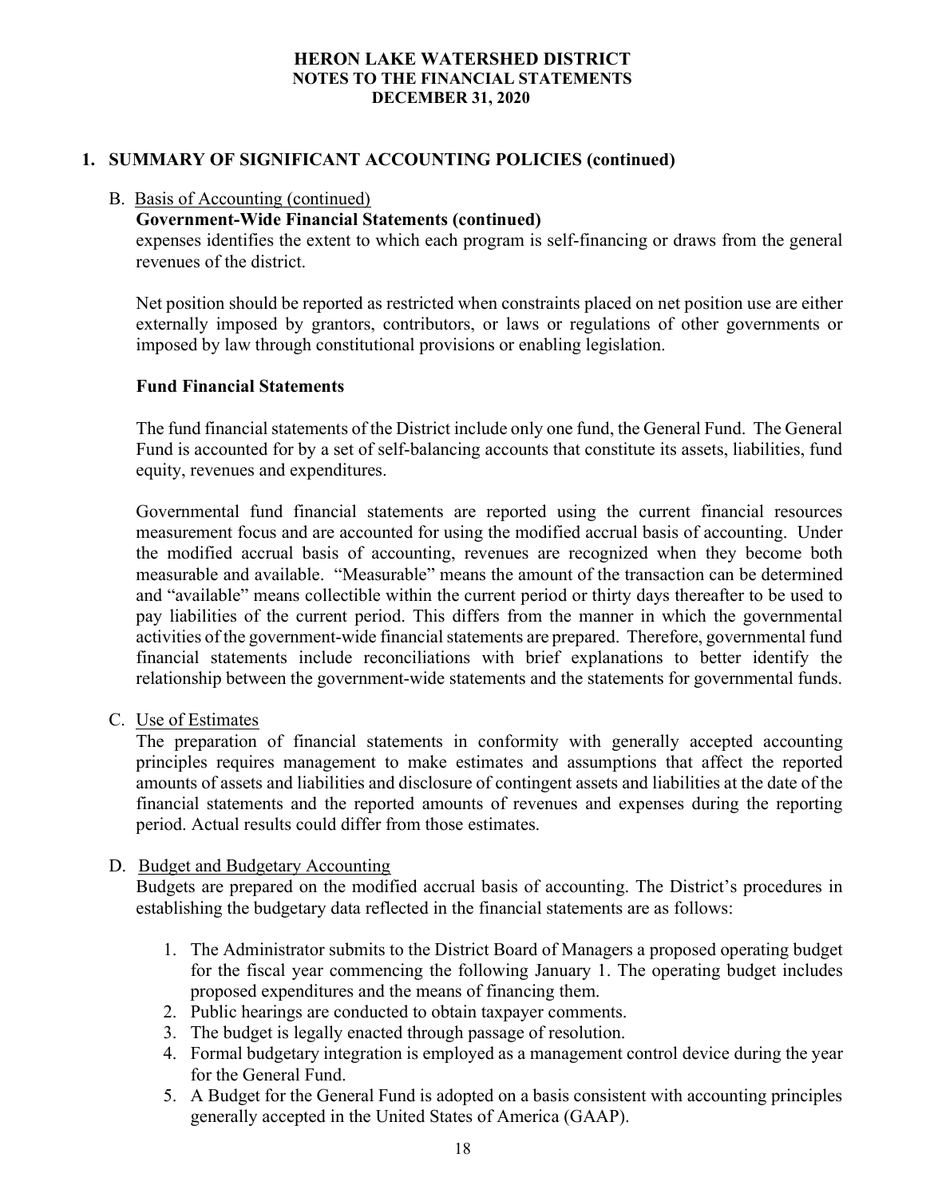## 1. SUMMARY OF SIGNIFICANT ACCOUNTING POLICIES (continued)

B. Basis of Accounting (continued)

**Government-Wide Financial Statements (continued)**

expenses identifies the extent to which each program is self-financing or draws from the general revenues of the district.

Net position should be reported as restricted when constraints placed on net position use are either externally imposed by grantors, contributors, or laws or regulations of other governments or imposed by law through constitutional provisions or enabling legislation.

**Fund Financial Statements**

The fund financial statements of the District include only one fund, the General Fund. The General Fund is accounted for by a set of self-balancing accounts that constitute its assets, liabilities, fund equity, revenues and expenditures.

Governmental fund financial statements are reported using the current financial resources measurement focus and are accounted for using the modified accrual basis of accounting. Under the modified accrual basis of accounting, revenues are recognized when they become both measurable and available. "Measurable" means the amount of the transaction can be determined and "available" means collectible within the current period or thirty days thereafter to be used to pay liabilities of the current period. This differs from the manner in which the governmental activities of the government-wide financial statements are prepared. Therefore, governmental fund financial statements include reconciliations with brief explanations to better identify the relationship between the government-wide statements and the statements for governmental funds.

C. Use of Estimates

The preparation of financial statements in conformity with generally accepted accounting principles requires management to make estimates and assumptions that affect the reported amounts of assets and liabilities and disclosure of contingent assets and liabilities at the date of the financial statements and the reported amounts of revenues and expenses during the reporting period. Actual results could differ from those estimates.

D. Budget and Budgetary Accounting

Budgets are prepared on the modified accrual basis of accounting. The District's procedures in establishing the budgetary data reflected in the financial statements are as follows:

1. The Administrator submits to the District Board of Managers a proposed operating budget for the fiscal year commencing the following January 1. The operating budget includes proposed expenditures and the means of financing them.
2. Public hearings are conducted to obtain taxpayer comments.
3. The budget is legally enacted through passage of resolution.
4. Formal budgetary integration is employed as a management control device during the year for the General Fund.
5. A Budget for the General Fund is adopted on a basis consistent with accounting principles generally accepted in the United States of America (GAAP).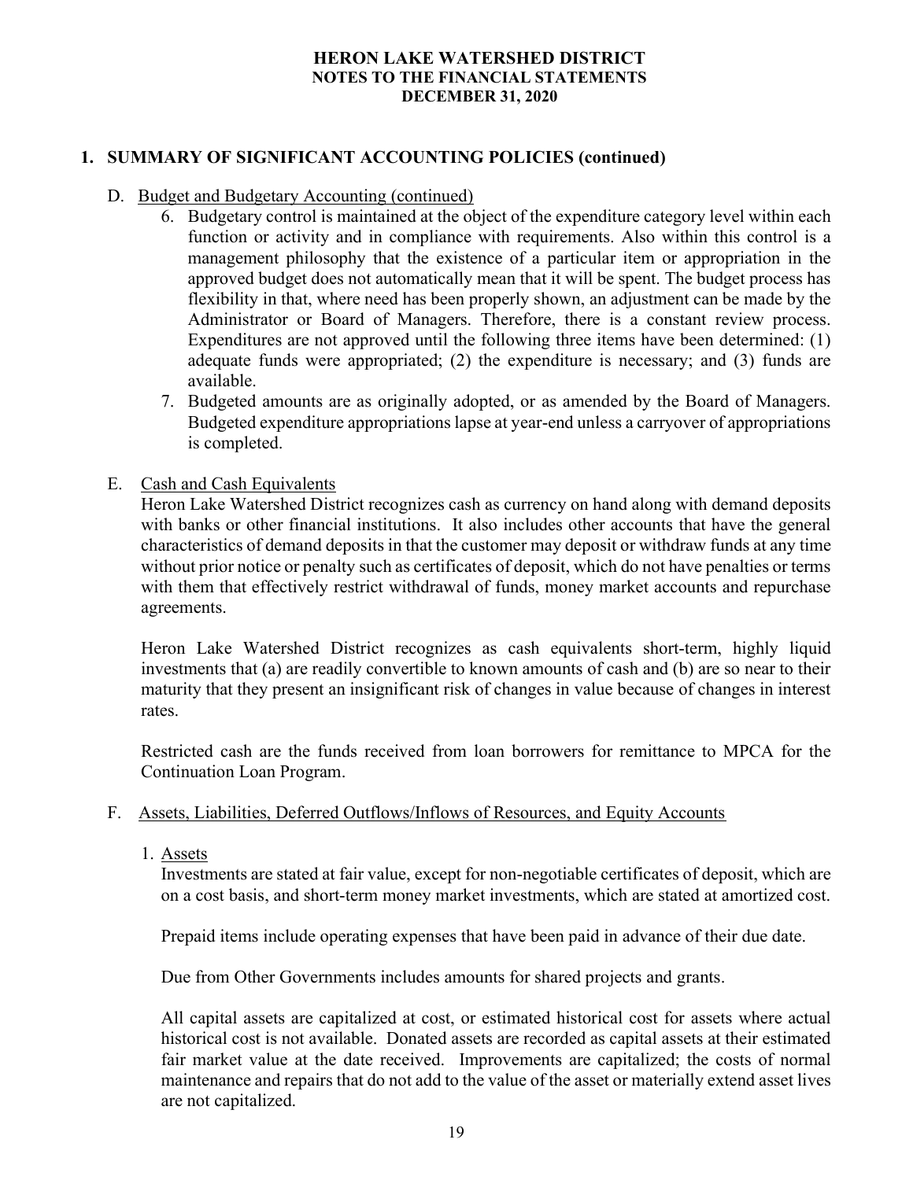## 1. SUMMARY OF SIGNIFICANT ACCOUNTING POLICIES (continued)

D. Budget and Budgetary Accounting (continued)

6. Budgetary control is maintained at the object of the expenditure category level within each function or activity and in compliance with requirements. Also within this control is a management philosophy that the existence of a particular item or appropriation in the approved budget does not automatically mean that it will be spent. The budget process has flexibility in that, where need has been properly shown, an adjustment can be made by the Administrator or Board of Managers. Therefore, there is a constant review process. Expenditures are not approved until the following three items have been determined: (1) adequate funds were appropriated; (2) the expenditure is necessary; and (3) funds are available.
7. Budgeted amounts are as originally adopted, or as amended by the Board of Managers. Budgeted expenditure appropriations lapse at year-end unless a carryover of appropriations is completed.

E. Cash and Cash Equivalents

Heron Lake Watershed District recognizes cash as currency on hand along with demand deposits with banks or other financial institutions. It also includes other accounts that have the general characteristics of demand deposits in that the customer may deposit or withdraw funds at any time without prior notice or penalty such as certificates of deposit, which do not have penalties or terms with them that effectively restrict withdrawal of funds, money market accounts and repurchase agreements.

Heron Lake Watershed District recognizes as cash equivalents short-term, highly liquid investments that (a) are readily convertible to known amounts of cash and (b) are so near to their maturity that they present an insignificant risk of changes in value because of changes in interest rates.

Restricted cash are the funds received from loan borrowers for remittance to MPCA for the Continuation Loan Program.

F. Assets, Liabilities, Deferred Outflows/Inflows of Resources, and Equity Accounts

1. Assets

Investments are stated at fair value, except for non-negotiable certificates of deposit, which are on a cost basis, and short-term money market investments, which are stated at amortized cost.

Prepaid items include operating expenses that have been paid in advance of their due date.

Due from Other Governments includes amounts for shared projects and grants.

All capital assets are capitalized at cost, or estimated historical cost for assets where actual historical cost is not available. Donated assets are recorded as capital assets at their estimated fair market value at the date received. Improvements are capitalized; the costs of normal maintenance and repairs that do not add to the value of the asset or materially extend asset lives are not capitalized.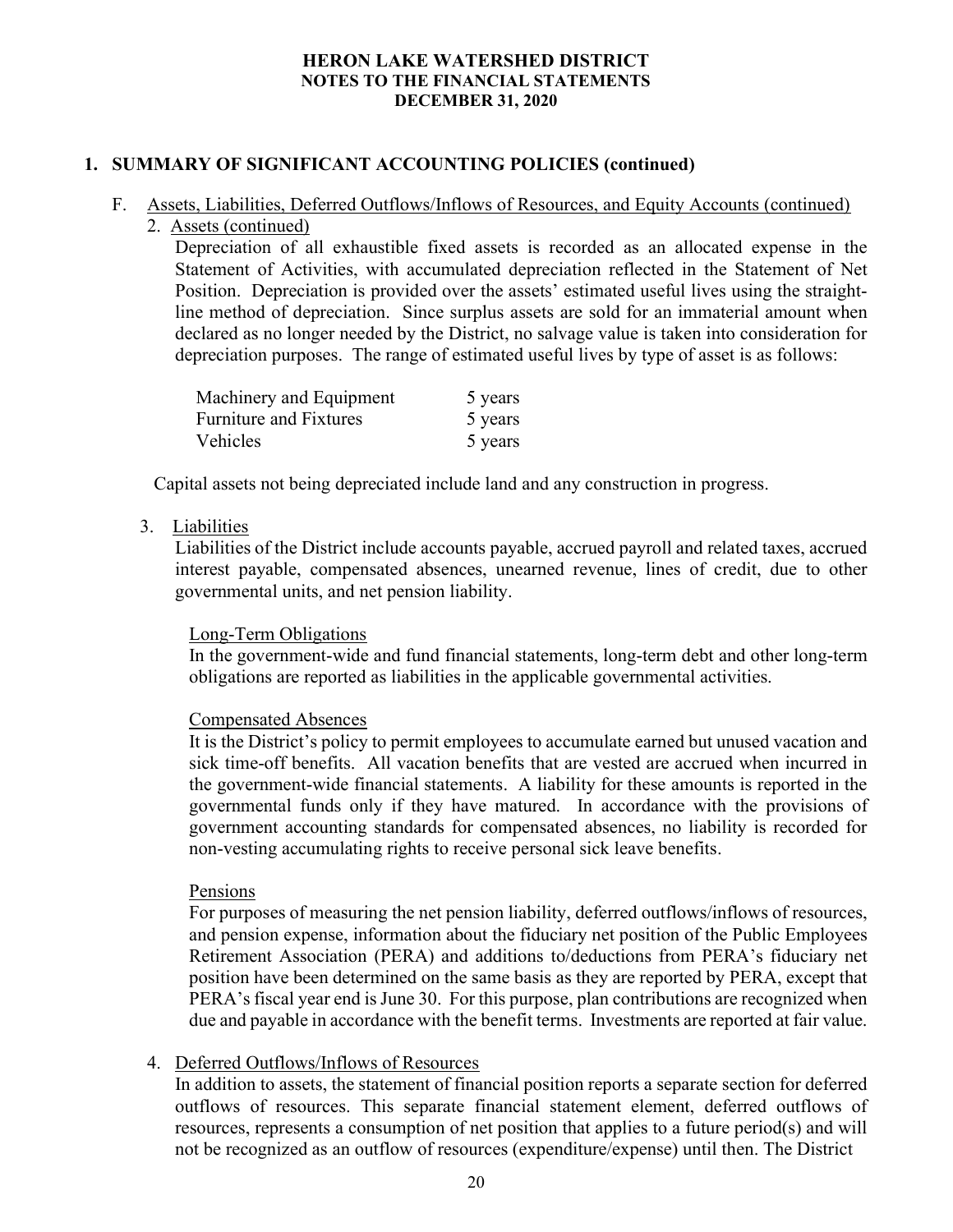**HERON LAKE WATERSHED DISTRICT**
**NOTES TO THE FINANCIAL STATEMENTS**
**DECEMBER 31, 2020**

## 1. SUMMARY OF SIGNIFICANT ACCOUNTING POLICIES (continued)

F. Assets, Liabilities, Deferred Outflows/Inflows of Resources, and Equity Accounts (continued)

2. Assets (continued)

Depreciation of all exhaustible fixed assets is recorded as an allocated expense in the Statement of Activities, with accumulated depreciation reflected in the Statement of Net Position. Depreciation is provided over the assets' estimated useful lives using the straight-line method of depreciation. Since surplus assets are sold for an immaterial amount when declared as no longer needed by the District, no salvage value is taken into consideration for depreciation purposes. The range of estimated useful lives by type of asset is as follows:

| | |
|---|---|
| Machinery and Equipment | 5 years |
| Furniture and Fixtures | 5 years |
| Vehicles | 5 years |

Capital assets not being depreciated include land and any construction in progress.

3. Liabilities

Liabilities of the District include accounts payable, accrued payroll and related taxes, accrued interest payable, compensated absences, unearned revenue, lines of credit, due to other governmental units, and net pension liability.

Long-Term Obligations

In the government-wide and fund financial statements, long-term debt and other long-term obligations are reported as liabilities in the applicable governmental activities.

Compensated Absences

It is the District's policy to permit employees to accumulate earned but unused vacation and sick time-off benefits. All vacation benefits that are vested are accrued when incurred in the government-wide financial statements. A liability for these amounts is reported in the governmental funds only if they have matured. In accordance with the provisions of government accounting standards for compensated absences, no liability is recorded for non-vesting accumulating rights to receive personal sick leave benefits.

Pensions

For purposes of measuring the net pension liability, deferred outflows/inflows of resources, and pension expense, information about the fiduciary net position of the Public Employees Retirement Association (PERA) and additions to/deductions from PERA's fiduciary net position have been determined on the same basis as they are reported by PERA, except that PERA's fiscal year end is June 30. For this purpose, plan contributions are recognized when due and payable in accordance with the benefit terms. Investments are reported at fair value.

4. Deferred Outflows/Inflows of Resources

In addition to assets, the statement of financial position reports a separate section for deferred outflows of resources. This separate financial statement element, deferred outflows of resources, represents a consumption of net position that applies to a future period(s) and will not be recognized as an outflow of resources (expenditure/expense) until then. The District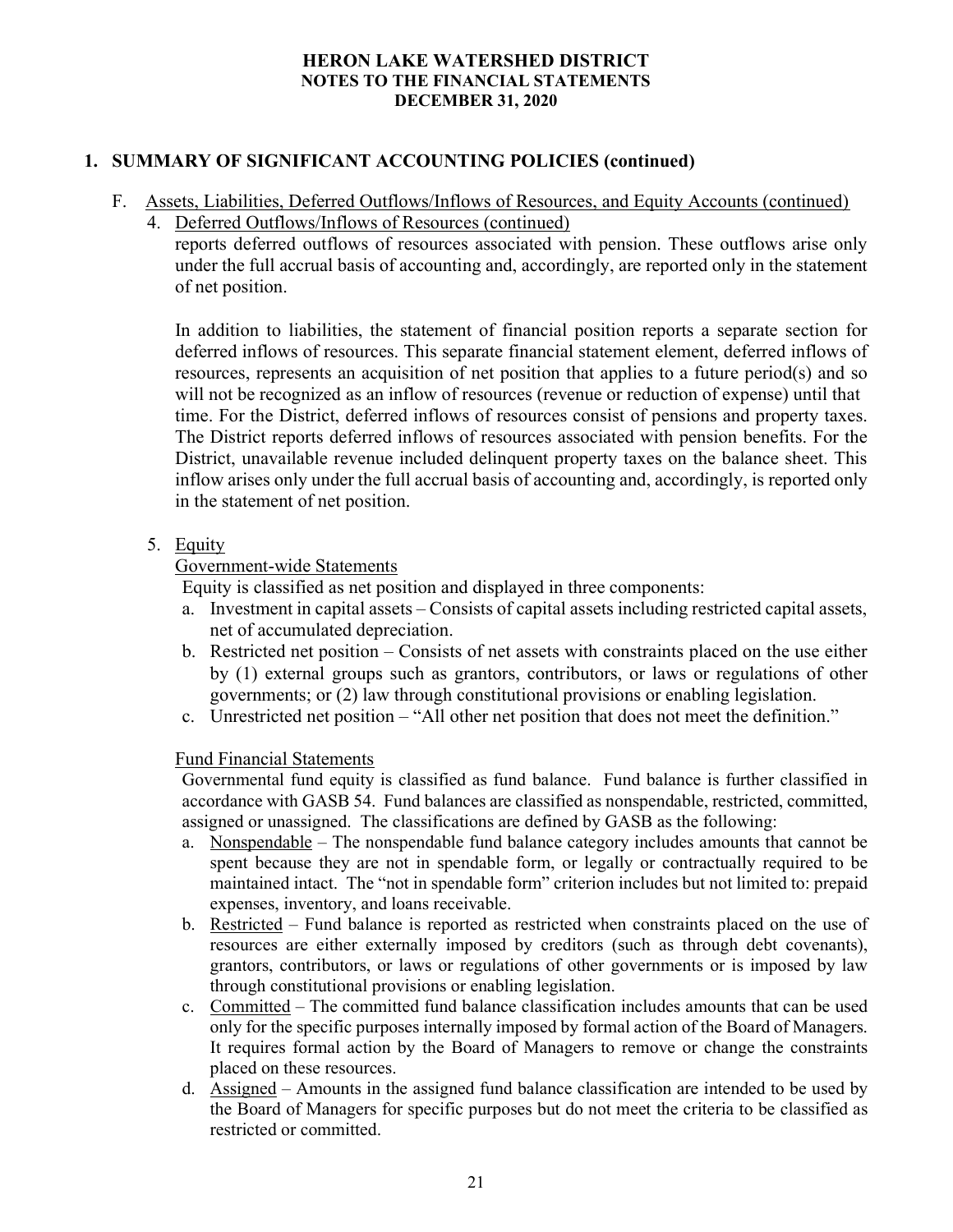## 1. SUMMARY OF SIGNIFICANT ACCOUNTING POLICIES (continued)

F. Assets, Liabilities, Deferred Outflows/Inflows of Resources, and Equity Accounts (continued)

4. Deferred Outflows/Inflows of Resources (continued)

reports deferred outflows of resources associated with pension. These outflows arise only under the full accrual basis of accounting and, accordingly, are reported only in the statement of net position.

In addition to liabilities, the statement of financial position reports a separate section for deferred inflows of resources. This separate financial statement element, deferred inflows of resources, represents an acquisition of net position that applies to a future period(s) and so will not be recognized as an inflow of resources (revenue or reduction of expense) until that time. For the District, deferred inflows of resources consist of pensions and property taxes. The District reports deferred inflows of resources associated with pension benefits. For the District, unavailable revenue included delinquent property taxes on the balance sheet. This inflow arises only under the full accrual basis of accounting and, accordingly, is reported only in the statement of net position.

5. Equity

Government-wide Statements

Equity is classified as net position and displayed in three components:

a. Investment in capital assets – Consists of capital assets including restricted capital assets, net of accumulated depreciation.
b. Restricted net position – Consists of net assets with constraints placed on the use either by (1) external groups such as grantors, contributors, or laws or regulations of other governments; or (2) law through constitutional provisions or enabling legislation.
c. Unrestricted net position – "All other net position that does not meet the definition."

Fund Financial Statements

Governmental fund equity is classified as fund balance. Fund balance is further classified in accordance with GASB 54. Fund balances are classified as nonspendable, restricted, committed, assigned or unassigned. The classifications are defined by GASB as the following:

a. Nonspendable – The nonspendable fund balance category includes amounts that cannot be spent because they are not in spendable form, or legally or contractually required to be maintained intact. The "not in spendable form" criterion includes but not limited to: prepaid expenses, inventory, and loans receivable.
b. Restricted – Fund balance is reported as restricted when constraints placed on the use of resources are either externally imposed by creditors (such as through debt covenants), grantors, contributors, or laws or regulations of other governments or is imposed by law through constitutional provisions or enabling legislation.
c. Committed – The committed fund balance classification includes amounts that can be used only for the specific purposes internally imposed by formal action of the Board of Managers. It requires formal action by the Board of Managers to remove or change the constraints placed on these resources.
d. Assigned – Amounts in the assigned fund balance classification are intended to be used by the Board of Managers for specific purposes but do not meet the criteria to be classified as restricted or committed.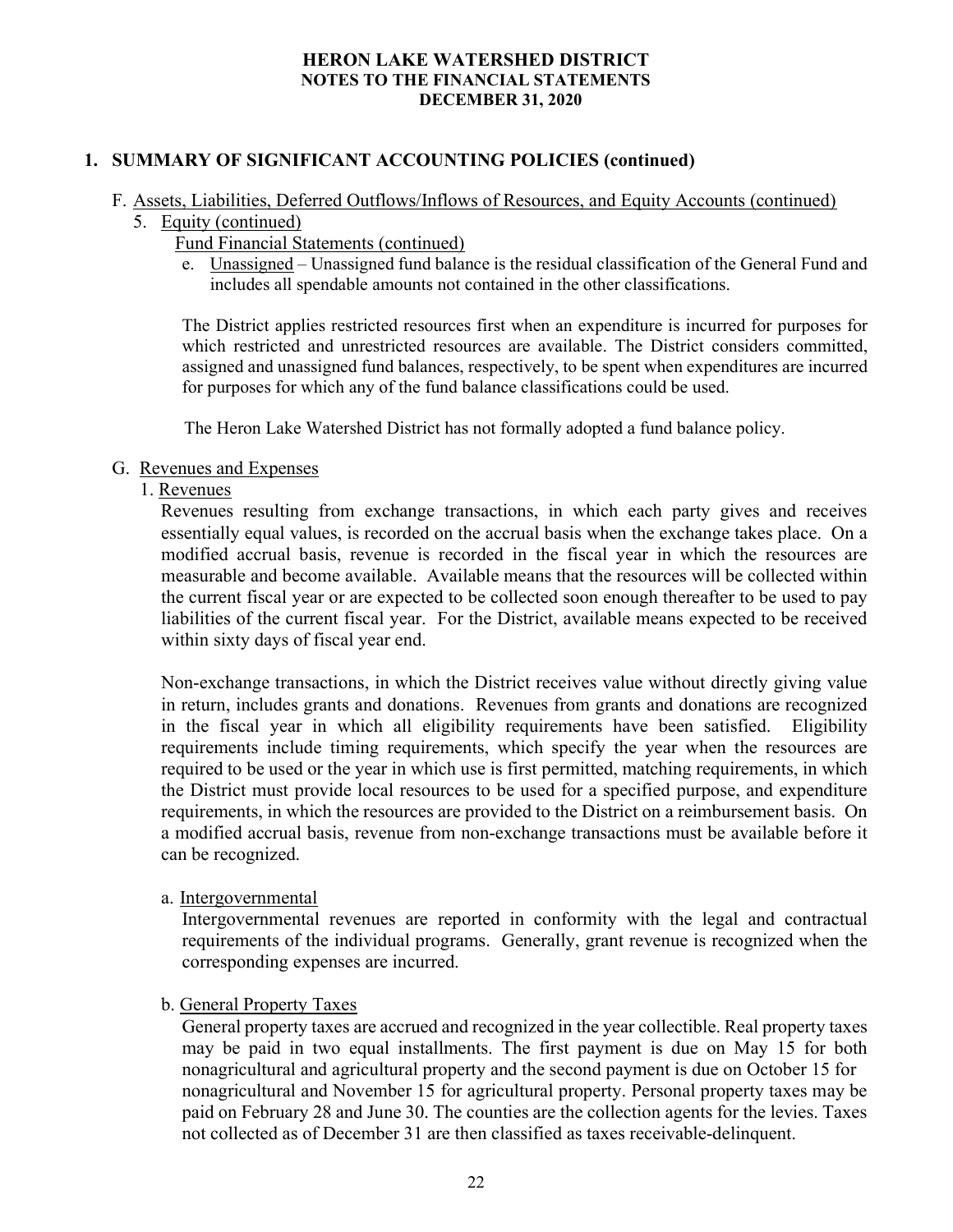## 1. SUMMARY OF SIGNIFICANT ACCOUNTING POLICIES (continued)

F. Assets, Liabilities, Deferred Outflows/Inflows of Resources, and Equity Accounts (continued)

5. Equity (continued)

Fund Financial Statements (continued)

e. Unassigned – Unassigned fund balance is the residual classification of the General Fund and includes all spendable amounts not contained in the other classifications.

The District applies restricted resources first when an expenditure is incurred for purposes for which restricted and unrestricted resources are available. The District considers committed, assigned and unassigned fund balances, respectively, to be spent when expenditures are incurred for purposes for which any of the fund balance classifications could be used.

The Heron Lake Watershed District has not formally adopted a fund balance policy.

G. Revenues and Expenses

1. Revenues

Revenues resulting from exchange transactions, in which each party gives and receives essentially equal values, is recorded on the accrual basis when the exchange takes place. On a modified accrual basis, revenue is recorded in the fiscal year in which the resources are measurable and become available. Available means that the resources will be collected within the current fiscal year or are expected to be collected soon enough thereafter to be used to pay liabilities of the current fiscal year. For the District, available means expected to be received within sixty days of fiscal year end.

Non-exchange transactions, in which the District receives value without directly giving value in return, includes grants and donations. Revenues from grants and donations are recognized in the fiscal year in which all eligibility requirements have been satisfied. Eligibility requirements include timing requirements, which specify the year when the resources are required to be used or the year in which use is first permitted, matching requirements, in which the District must provide local resources to be used for a specified purpose, and expenditure requirements, in which the resources are provided to the District on a reimbursement basis. On a modified accrual basis, revenue from non-exchange transactions must be available before it can be recognized.

a. Intergovernmental

Intergovernmental revenues are reported in conformity with the legal and contractual requirements of the individual programs. Generally, grant revenue is recognized when the corresponding expenses are incurred.

b. General Property Taxes

General property taxes are accrued and recognized in the year collectible. Real property taxes may be paid in two equal installments. The first payment is due on May 15 for both nonagricultural and agricultural property and the second payment is due on October 15 for nonagricultural and November 15 for agricultural property. Personal property taxes may be paid on February 28 and June 30. The counties are the collection agents for the levies. Taxes not collected as of December 31 are then classified as taxes receivable-delinquent.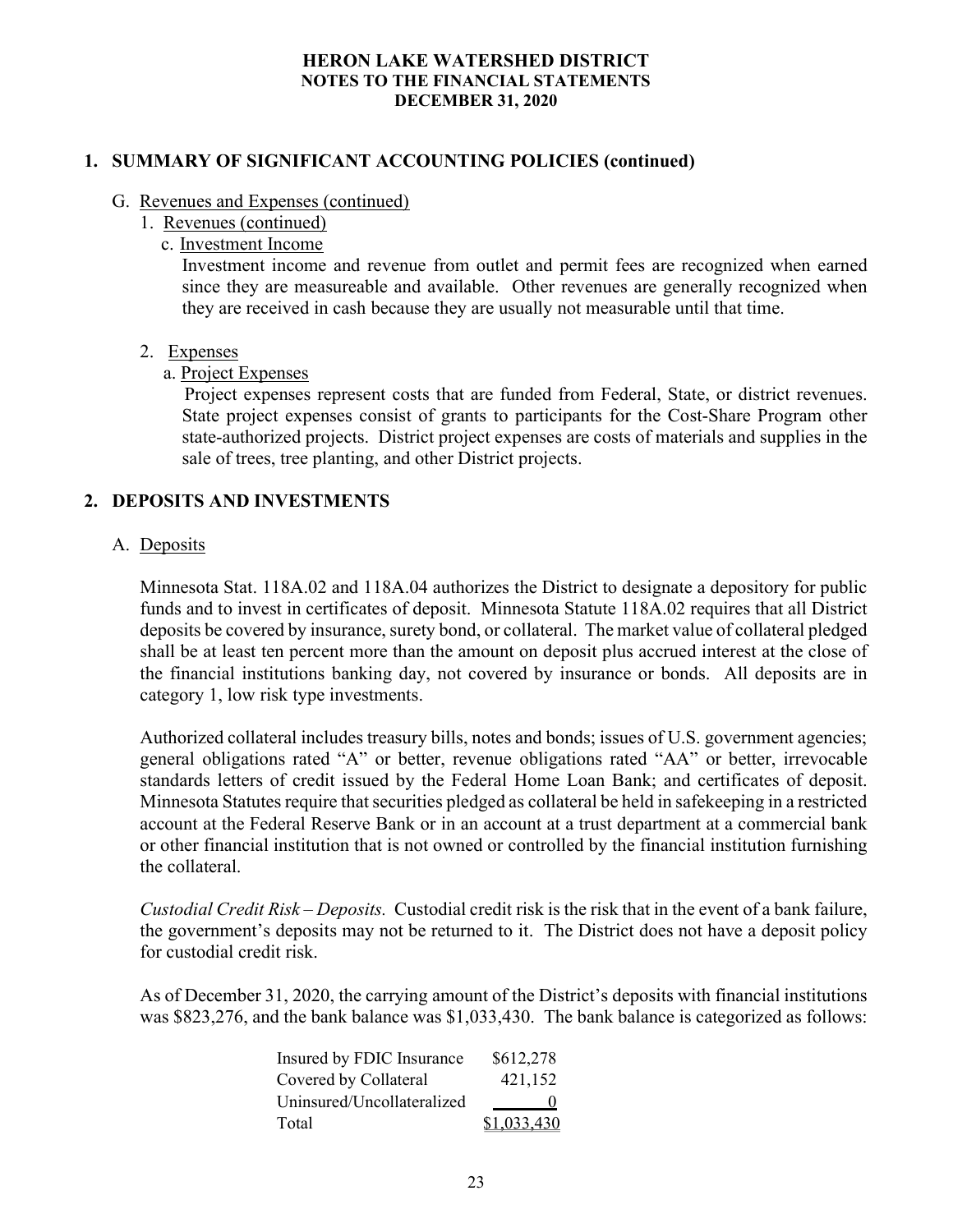# HERON LAKE WATERSHED DISTRICT
## NOTES TO THE FINANCIAL STATEMENTS
## DECEMBER 31, 2020

## 1. SUMMARY OF SIGNIFICANT ACCOUNTING POLICIES (continued)

G. Revenues and Expenses (continued)

1. Revenues (continued)

c. Investment Income

Investment income and revenue from outlet and permit fees are recognized when earned since they are measureable and available. Other revenues are generally recognized when they are received in cash because they are usually not measurable until that time.

2. Expenses

a. Project Expenses

Project expenses represent costs that are funded from Federal, State, or district revenues. State project expenses consist of grants to participants for the Cost-Share Program other state-authorized projects. District project expenses are costs of materials and supplies in the sale of trees, tree planting, and other District projects.

## 2. DEPOSITS AND INVESTMENTS

A. Deposits

Minnesota Stat. 118A.02 and 118A.04 authorizes the District to designate a depository for public funds and to invest in certificates of deposit. Minnesota Statute 118A.02 requires that all District deposits be covered by insurance, surety bond, or collateral. The market value of collateral pledged shall be at least ten percent more than the amount on deposit plus accrued interest at the close of the financial institutions banking day, not covered by insurance or bonds. All deposits are in category 1, low risk type investments.

Authorized collateral includes treasury bills, notes and bonds; issues of U.S. government agencies; general obligations rated "A" or better, revenue obligations rated "AA" or better, irrevocable standards letters of credit issued by the Federal Home Loan Bank; and certificates of deposit. Minnesota Statutes require that securities pledged as collateral be held in safekeeping in a restricted account at the Federal Reserve Bank or in an account at a trust department at a commercial bank or other financial institution that is not owned or controlled by the financial institution furnishing the collateral.

*Custodial Credit Risk – Deposits.* Custodial credit risk is the risk that in the event of a bank failure, the government's deposits may not be returned to it. The District does not have a deposit policy for custodial credit risk.

As of December 31, 2020, the carrying amount of the District's deposits with financial institutions was \$823,276, and the bank balance was \$1,033,430. The bank balance is categorized as follows:

| | |
|---|---|
| Insured by FDIC Insurance | \$612,278 |
| Covered by Collateral | 421,152 |
| Uninsured/Uncollateralized | 0 |
| Total | \$1,033,430 |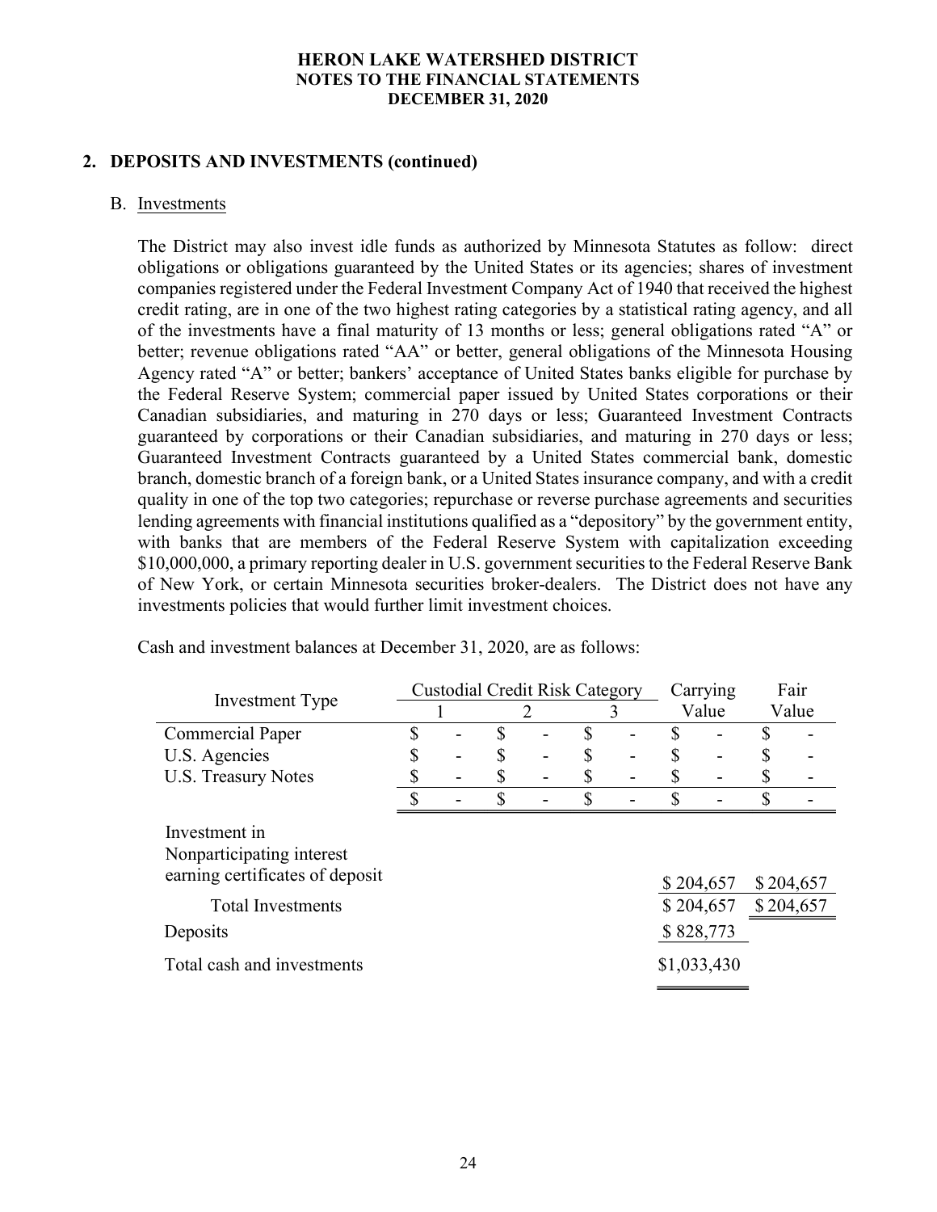HERON LAKE WATERSHED DISTRICT
NOTES TO THE FINANCIAL STATEMENTS
DECEMBER 31, 2020

## 2. DEPOSITS AND INVESTMENTS (continued)

### B. Investments

The District may also invest idle funds as authorized by Minnesota Statutes as follow: direct obligations or obligations guaranteed by the United States or its agencies; shares of investment companies registered under the Federal Investment Company Act of 1940 that received the highest credit rating, are in one of the two highest rating categories by a statistical rating agency, and all of the investments have a final maturity of 13 months or less; general obligations rated "A" or better; revenue obligations rated "AA" or better, general obligations of the Minnesota Housing Agency rated "A" or better; bankers' acceptance of United States banks eligible for purchase by the Federal Reserve System; commercial paper issued by United States corporations or their Canadian subsidiaries, and maturing in 270 days or less; Guaranteed Investment Contracts guaranteed by corporations or their Canadian subsidiaries, and maturing in 270 days or less; Guaranteed Investment Contracts guaranteed by a United States commercial bank, domestic branch, domestic branch of a foreign bank, or a United States insurance company, and with a credit quality in one of the top two categories; repurchase or reverse purchase agreements and securities lending agreements with financial institutions qualified as a "depository" by the government entity, with banks that are members of the Federal Reserve System with capitalization exceeding $10,000,000, a primary reporting dealer in U.S. government securities to the Federal Reserve Bank of New York, or certain Minnesota securities broker-dealers. The District does not have any investments policies that would further limit investment choices.

Cash and investment balances at December 31, 2020, are as follows:

| Investment Type | Custodial Credit Risk Category 1 | Custodial Credit Risk Category 2 | Custodial Credit Risk Category 3 | Carrying Value | Fair Value |
|---|---|---|---|---|---|
| Commercial Paper | $ - | $ - | $ - | $ - | $ - |
| U.S. Agencies | $ - | $ - | $ - | $ - | $ - |
| U.S. Treasury Notes | $ - | $ - | $ - | $ - | $ - |
| | $ - | $ - | $ - | $ - | $ - |
| Investment in Nonparticipating interest earning certificates of deposit | | | | $ 204,657 | $ 204,657 |
| Total Investments | | | | $ 204,657 | $ 204,657 |
| Deposits | | | | $ 828,773 | |
| Total cash and investments | | | | $1,033,430 | |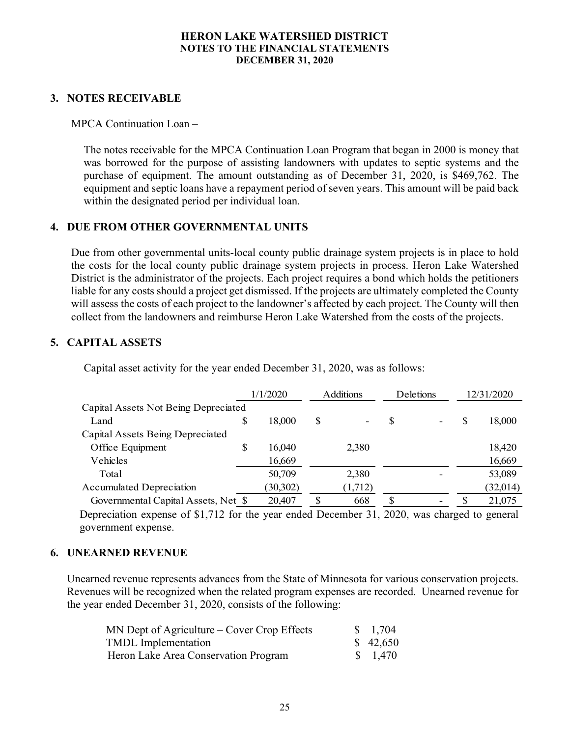**HERON LAKE WATERSHED DISTRICT**
**NOTES TO THE FINANCIAL STATEMENTS**
**DECEMBER 31, 2020**

## 3. NOTES RECEIVABLE

MPCA Continuation Loan –

The notes receivable for the MPCA Continuation Loan Program that began in 2000 is money that was borrowed for the purpose of assisting landowners with updates to septic systems and the purchase of equipment. The amount outstanding as of December 31, 2020, is $469,762. The equipment and septic loans have a repayment period of seven years. This amount will be paid back within the designated period per individual loan.

## 4. DUE FROM OTHER GOVERNMENTAL UNITS

Due from other governmental units-local county public drainage system projects is in place to hold the costs for the local county public drainage system projects in process. Heron Lake Watershed District is the administrator of the projects. Each project requires a bond which holds the petitioners liable for any costs should a project get dismissed. If the projects are ultimately completed the County will assess the costs of each project to the landowner's affected by each project. The County will then collect from the landowners and reimburse Heron Lake Watershed from the costs of the projects.

## 5. CAPITAL ASSETS

Capital asset activity for the year ended December 31, 2020, was as follows:

| | 1/1/2020 | Additions | Deletions | 12/31/2020 |
|---|---|---|---|---|
| Capital Assets Not Being Depreciated | | | | |
| Land | $ 18,000 | $ - | $ - | $ 18,000 |
| Capital Assets Being Depreciated | | | | |
| Office Equipment | $ 16,040 | 2,380 | | 18,420 |
| Vehicles | 16,669 | | | 16,669 |
| Total | 50,709 | 2,380 | - | 53,089 |
| Accumulated Depreciation | (30,302) | (1,712) | | (32,014) |
| Governmental Capital Assets, Net | $ 20,407 | $ 668 | $ - | $ 21,075 |

Depreciation expense of $1,712 for the year ended December 31, 2020, was charged to general government expense.

## 6. UNEARNED REVENUE

Unearned revenue represents advances from the State of Minnesota for various conservation projects. Revenues will be recognized when the related program expenses are recorded. Unearned revenue for the year ended December 31, 2020, consists of the following:

| | |
|---|---|
| MN Dept of Agriculture – Cover Crop Effects | $ 1,704 |
| TMDL Implementation | $ 42,650 |
| Heron Lake Area Conservation Program | $ 1,470 |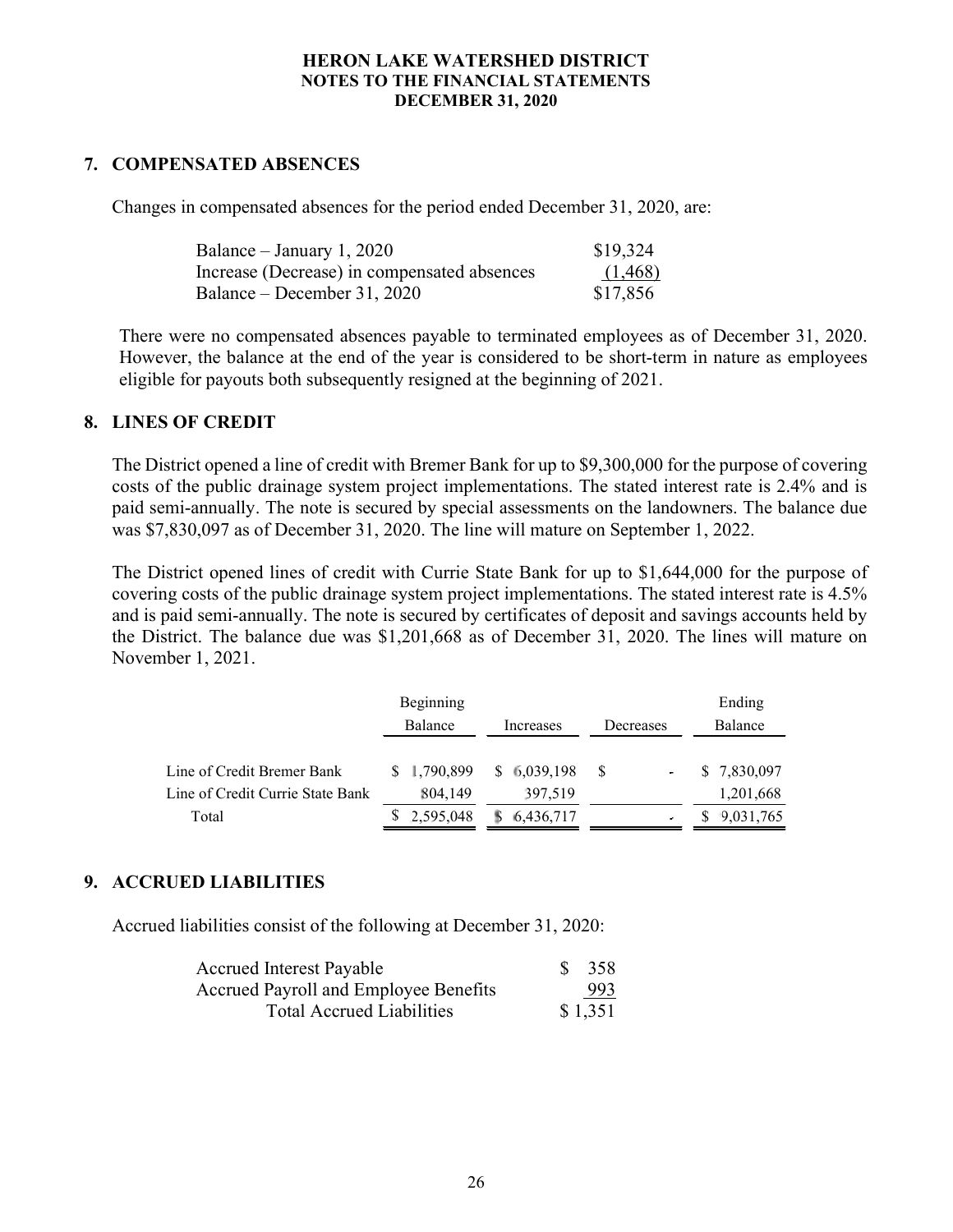**HERON LAKE WATERSHED DISTRICT**
**NOTES TO THE FINANCIAL STATEMENTS**
**DECEMBER 31, 2020**

## 7. COMPENSATED ABSENCES

Changes in compensated absences for the period ended December 31, 2020, are:

| | |
|---|---|
| Balance – January 1, 2020 | \$19,324 |
| Increase (Decrease) in compensated absences | (1,468) |
| Balance – December 31, 2020 | \$17,856 |

There were no compensated absences payable to terminated employees as of December 31, 2020. However, the balance at the end of the year is considered to be short-term in nature as employees eligible for payouts both subsequently resigned at the beginning of 2021.

## 8. LINES OF CREDIT

The District opened a line of credit with Bremer Bank for up to \$9,300,000 for the purpose of covering costs of the public drainage system project implementations. The stated interest rate is 2.4% and is paid semi-annually. The note is secured by special assessments on the landowners. The balance due was \$7,830,097 as of December 31, 2020. The line will mature on September 1, 2022.

The District opened lines of credit with Currie State Bank for up to \$1,644,000 for the purpose of covering costs of the public drainage system project implementations. The stated interest rate is 4.5% and is paid semi-annually. The note is secured by certificates of deposit and savings accounts held by the District. The balance due was \$1,201,668 as of December 31, 2020. The lines will mature on November 1, 2021.

| | Beginning Balance | Increases | Decreases | Ending Balance |
|---|---|---|---|---|
| Line of Credit Bremer Bank | \$ 1,790,899 | \$ 6,039,198 | \$ - | \$ 7,830,097 |
| Line of Credit Currie State Bank | 804,149 | 397,519 | | 1,201,668 |
| Total | \$ 2,595,048 | \$ 6,436,717 | - | \$ 9,031,765 |

## 9. ACCRUED LIABILITIES

Accrued liabilities consist of the following at December 31, 2020:

| | |
|---|---|
| Accrued Interest Payable | \$ 358 |
| Accrued Payroll and Employee Benefits | 993 |
| Total Accrued Liabilities | \$ 1,351 |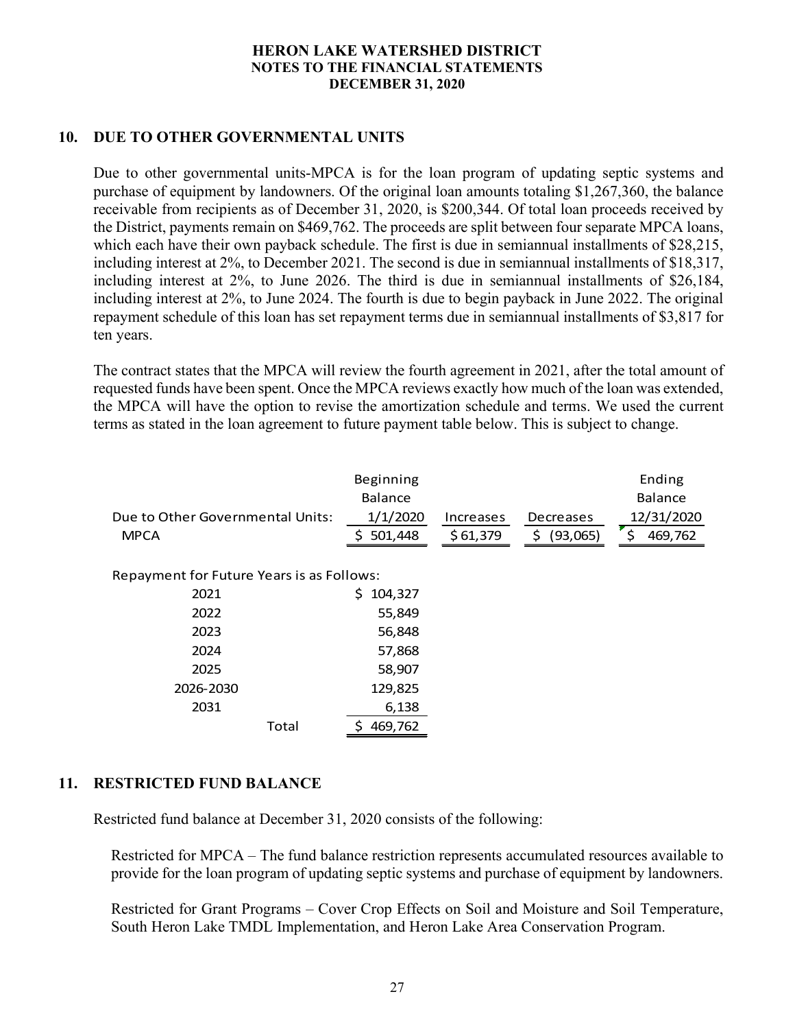## 10. DUE TO OTHER GOVERNMENTAL UNITS

Due to other governmental units-MPCA is for the loan program of updating septic systems and purchase of equipment by landowners. Of the original loan amounts totaling $1,267,360, the balance receivable from recipients as of December 31, 2020, is $200,344. Of total loan proceeds received by the District, payments remain on $469,762. The proceeds are split between four separate MPCA loans, which each have their own payback schedule. The first is due in semiannual installments of $28,215, including interest at 2%, to December 2021. The second is due in semiannual installments of $18,317, including interest at 2%, to June 2026. The third is due in semiannual installments of $26,184, including interest at 2%, to June 2024. The fourth is due to begin payback in June 2022. The original repayment schedule of this loan has set repayment terms due in semiannual installments of $3,817 for ten years.

The contract states that the MPCA will review the fourth agreement in 2021, after the total amount of requested funds have been spent. Once the MPCA reviews exactly how much of the loan was extended, the MPCA will have the option to revise the amortization schedule and terms. We used the current terms as stated in the loan agreement to future payment table below. This is subject to change.

| Due to Other Governmental Units: | Beginning Balance 1/1/2020 | Increases | Decreases | Ending Balance 12/31/2020 |
|---|---|---|---|---|
| MPCA | $ 501,448 | $ 61,379 | $ (93,065) | $ 469,762 |

| Repayment for Future Years is as Follows: | |
|---|---|
| 2021 | $ 104,327 |
| 2022 | 55,849 |
| 2023 | 56,848 |
| 2024 | 57,868 |
| 2025 | 58,907 |
| 2026-2030 | 129,825 |
| 2031 | 6,138 |
| Total | $ 469,762 |

## 11. RESTRICTED FUND BALANCE

Restricted fund balance at December 31, 2020 consists of the following:

Restricted for MPCA – The fund balance restriction represents accumulated resources available to provide for the loan program of updating septic systems and purchase of equipment by landowners.

Restricted for Grant Programs – Cover Crop Effects on Soil and Moisture and Soil Temperature, South Heron Lake TMDL Implementation, and Heron Lake Area Conservation Program.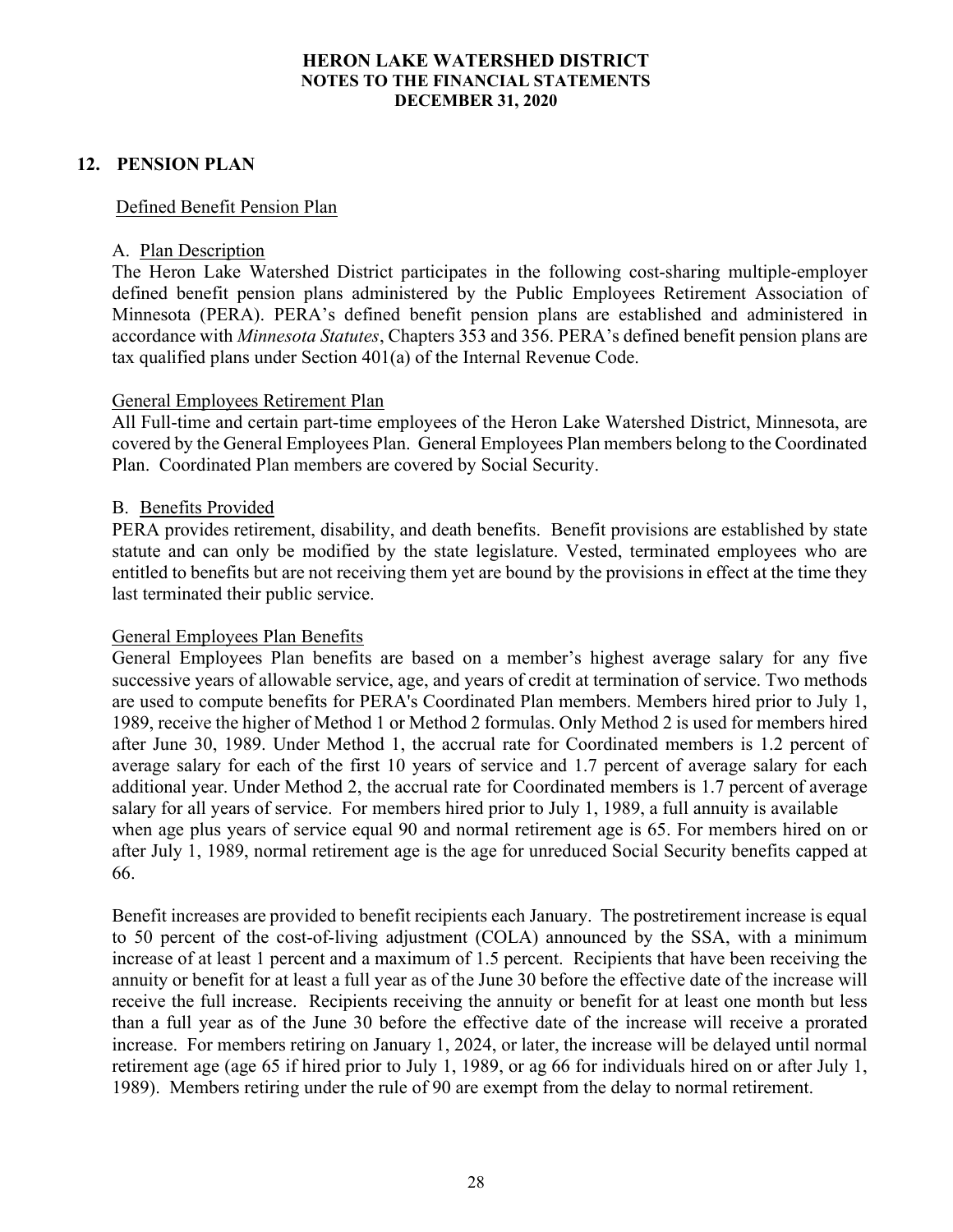# HERON LAKE WATERSHED DISTRICT
## NOTES TO THE FINANCIAL STATEMENTS
## DECEMBER 31, 2020

## 12. PENSION PLAN

### Defined Benefit Pension Plan

A. Plan Description

The Heron Lake Watershed District participates in the following cost-sharing multiple-employer defined benefit pension plans administered by the Public Employees Retirement Association of Minnesota (PERA). PERA's defined benefit pension plans are established and administered in accordance with *Minnesota Statutes*, Chapters 353 and 356. PERA's defined benefit pension plans are tax qualified plans under Section 401(a) of the Internal Revenue Code.

General Employees Retirement Plan

All Full-time and certain part-time employees of the Heron Lake Watershed District, Minnesota, are covered by the General Employees Plan. General Employees Plan members belong to the Coordinated Plan. Coordinated Plan members are covered by Social Security.

B. Benefits Provided

PERA provides retirement, disability, and death benefits. Benefit provisions are established by state statute and can only be modified by the state legislature. Vested, terminated employees who are entitled to benefits but are not receiving them yet are bound by the provisions in effect at the time they last terminated their public service.

General Employees Plan Benefits

General Employees Plan benefits are based on a member's highest average salary for any five successive years of allowable service, age, and years of credit at termination of service. Two methods are used to compute benefits for PERA's Coordinated Plan members. Members hired prior to July 1, 1989, receive the higher of Method 1 or Method 2 formulas. Only Method 2 is used for members hired after June 30, 1989. Under Method 1, the accrual rate for Coordinated members is 1.2 percent of average salary for each of the first 10 years of service and 1.7 percent of average salary for each additional year. Under Method 2, the accrual rate for Coordinated members is 1.7 percent of average salary for all years of service. For members hired prior to July 1, 1989, a full annuity is available when age plus years of service equal 90 and normal retirement age is 65. For members hired on or after July 1, 1989, normal retirement age is the age for unreduced Social Security benefits capped at 66.

Benefit increases are provided to benefit recipients each January. The postretirement increase is equal to 50 percent of the cost-of-living adjustment (COLA) announced by the SSA, with a minimum increase of at least 1 percent and a maximum of 1.5 percent. Recipients that have been receiving the annuity or benefit for at least a full year as of the June 30 before the effective date of the increase will receive the full increase. Recipients receiving the annuity or benefit for at least one month but less than a full year as of the June 30 before the effective date of the increase will receive a prorated increase. For members retiring on January 1, 2024, or later, the increase will be delayed until normal retirement age (age 65 if hired prior to July 1, 1989, or ag 66 for individuals hired on or after July 1, 1989). Members retiring under the rule of 90 are exempt from the delay to normal retirement.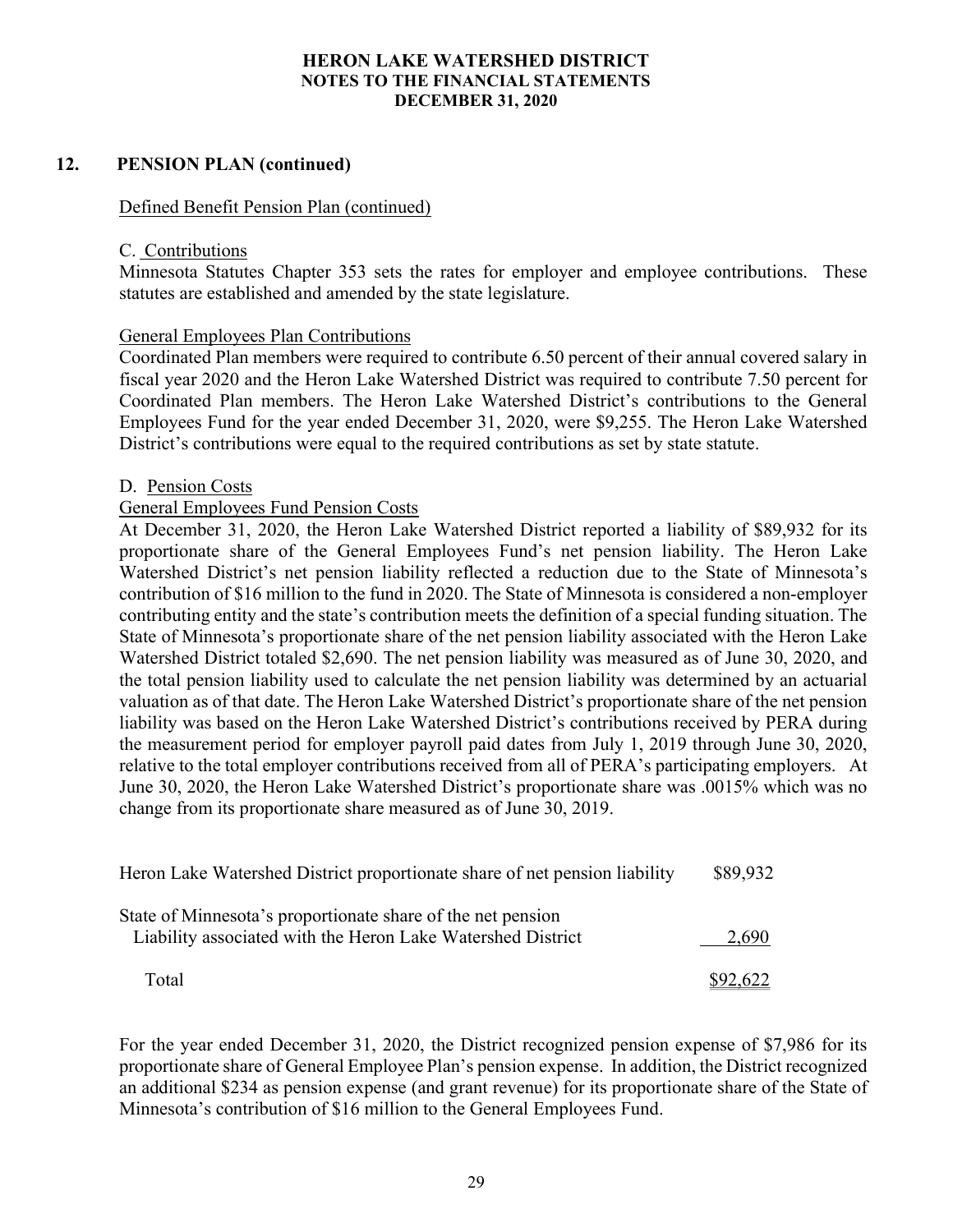## 12. PENSION PLAN (continued)

Defined Benefit Pension Plan (continued)

C. Contributions

Minnesota Statutes Chapter 353 sets the rates for employer and employee contributions. These statutes are established and amended by the state legislature.

General Employees Plan Contributions

Coordinated Plan members were required to contribute 6.50 percent of their annual covered salary in fiscal year 2020 and the Heron Lake Watershed District was required to contribute 7.50 percent for Coordinated Plan members. The Heron Lake Watershed District's contributions to the General Employees Fund for the year ended December 31, 2020, were $9,255. The Heron Lake Watershed District's contributions were equal to the required contributions as set by state statute.

D. Pension Costs

General Employees Fund Pension Costs

At December 31, 2020, the Heron Lake Watershed District reported a liability of $89,932 for its proportionate share of the General Employees Fund's net pension liability. The Heron Lake Watershed District's net pension liability reflected a reduction due to the State of Minnesota's contribution of $16 million to the fund in 2020. The State of Minnesota is considered a non-employer contributing entity and the state's contribution meets the definition of a special funding situation. The State of Minnesota's proportionate share of the net pension liability associated with the Heron Lake Watershed District totaled $2,690. The net pension liability was measured as of June 30, 2020, and the total pension liability used to calculate the net pension liability was determined by an actuarial valuation as of that date. The Heron Lake Watershed District's proportionate share of the net pension liability was based on the Heron Lake Watershed District's contributions received by PERA during the measurement period for employer payroll paid dates from July 1, 2019 through June 30, 2020, relative to the total employer contributions received from all of PERA's participating employers. At June 30, 2020, the Heron Lake Watershed District's proportionate share was .0015% which was no change from its proportionate share measured as of June 30, 2019.

| | |
|---|---|
| Heron Lake Watershed District proportionate share of net pension liability | $89,932 |
| State of Minnesota's proportionate share of the net pension Liability associated with the Heron Lake Watershed District | 2,690 |
| Total | $92,622 |

For the year ended December 31, 2020, the District recognized pension expense of $7,986 for its proportionate share of General Employee Plan's pension expense. In addition, the District recognized an additional $234 as pension expense (and grant revenue) for its proportionate share of the State of Minnesota's contribution of $16 million to the General Employees Fund.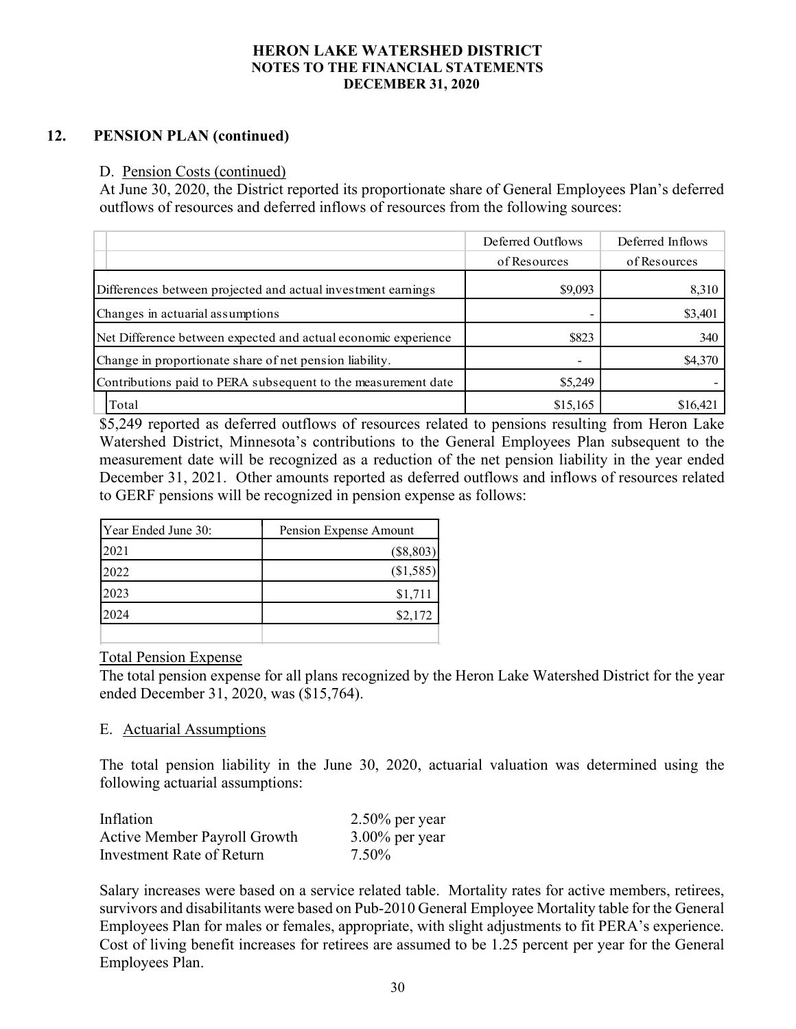## 12. PENSION PLAN (continued)

D. Pension Costs (continued)

At June 30, 2020, the District reported its proportionate share of General Employees Plan's deferred outflows of resources and deferred inflows of resources from the following sources:

| | Deferred Outflows of Resources | Deferred Inflows of Resources |
|---|---|---|
| Differences between projected and actual investment earnings | \$9,093 | 8,310 |
| Changes in actuarial assumptions | - | \$3,401 |
| Net Difference between expected and actual economic experience | \$823 | 340 |
| Change in proportionate share of net pension liability. | - | \$4,370 |
| Contributions paid to PERA subsequent to the measurement date | \$5,249 | - |
| Total | \$15,165 | \$16,421 |

\$5,249 reported as deferred outflows of resources related to pensions resulting from Heron Lake Watershed District, Minnesota's contributions to the General Employees Plan subsequent to the measurement date will be recognized as a reduction of the net pension liability in the year ended December 31, 2021. Other amounts reported as deferred outflows and inflows of resources related to GERF pensions will be recognized in pension expense as follows:

| Year Ended June 30: | Pension Expense Amount |
|---|---|
| 2021 | (\$8,803) |
| 2022 | (\$1,585) |
| 2023 | \$1,711 |
| 2024 | \$2,172 |
| | |

Total Pension Expense

The total pension expense for all plans recognized by the Heron Lake Watershed District for the year ended December 31, 2020, was (\$15,764).

E. Actuarial Assumptions

The total pension liability in the June 30, 2020, actuarial valuation was determined using the following actuarial assumptions:

| | |
|---|---|
| Inflation | 2.50% per year |
| Active Member Payroll Growth | 3.00% per year |
| Investment Rate of Return | 7.50% |

Salary increases were based on a service related table. Mortality rates for active members, retirees, survivors and disabilitants were based on Pub-2010 General Employee Mortality table for the General Employees Plan for males or females, appropriate, with slight adjustments to fit PERA's experience. Cost of living benefit increases for retirees are assumed to be 1.25 percent per year for the General Employees Plan.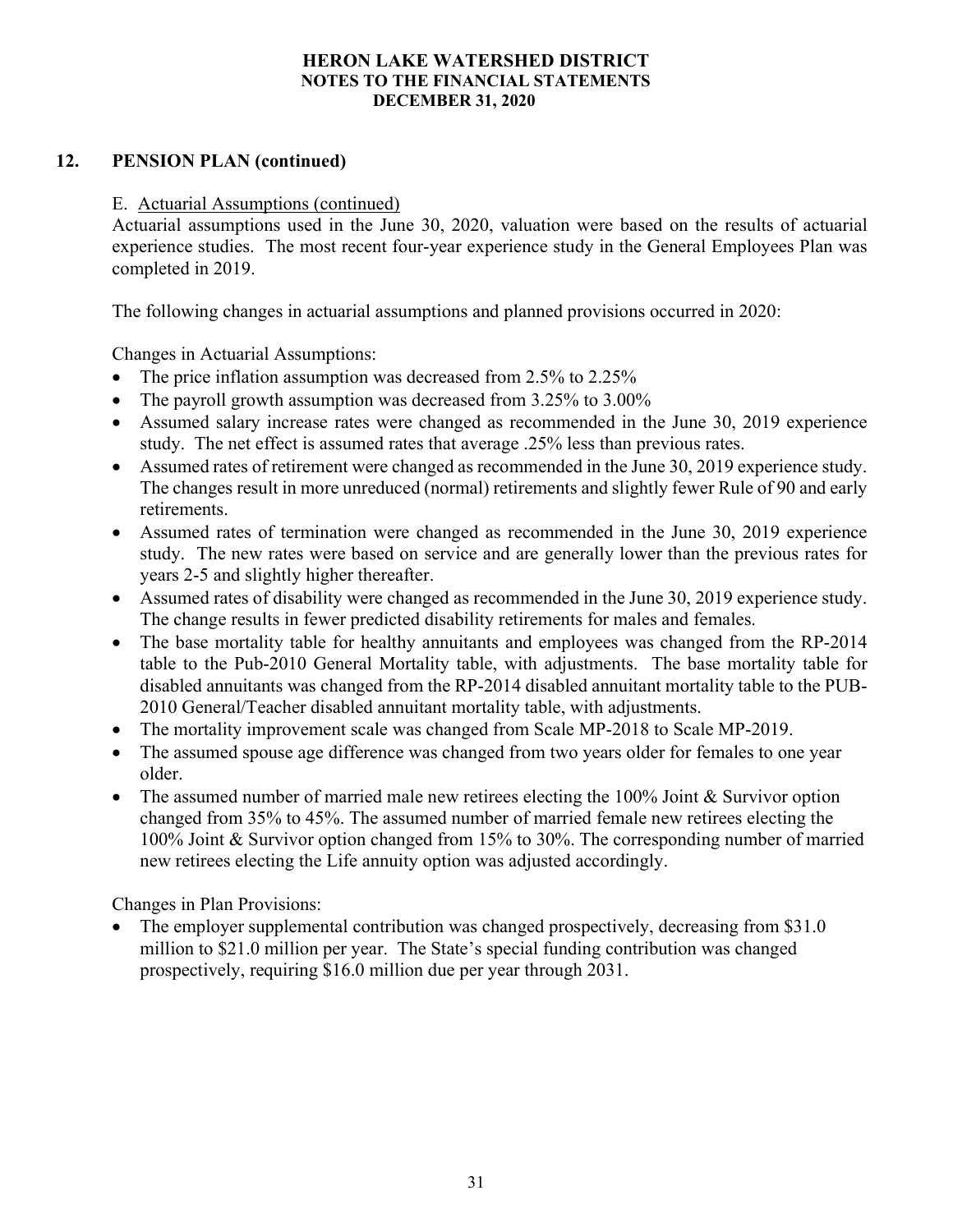## 12. PENSION PLAN (continued)

E. Actuarial Assumptions (continued)

Actuarial assumptions used in the June 30, 2020, valuation were based on the results of actuarial experience studies. The most recent four-year experience study in the General Employees Plan was completed in 2019.

The following changes in actuarial assumptions and planned provisions occurred in 2020:

Changes in Actuarial Assumptions:

- The price inflation assumption was decreased from 2.5% to 2.25%
- The payroll growth assumption was decreased from 3.25% to 3.00%
- Assumed salary increase rates were changed as recommended in the June 30, 2019 experience study. The net effect is assumed rates that average .25% less than previous rates.
- Assumed rates of retirement were changed as recommended in the June 30, 2019 experience study. The changes result in more unreduced (normal) retirements and slightly fewer Rule of 90 and early retirements.
- Assumed rates of termination were changed as recommended in the June 30, 2019 experience study. The new rates were based on service and are generally lower than the previous rates for years 2-5 and slightly higher thereafter.
- Assumed rates of disability were changed as recommended in the June 30, 2019 experience study. The change results in fewer predicted disability retirements for males and females.
- The base mortality table for healthy annuitants and employees was changed from the RP-2014 table to the Pub-2010 General Mortality table, with adjustments. The base mortality table for disabled annuitants was changed from the RP-2014 disabled annuitant mortality table to the PUB-2010 General/Teacher disabled annuitant mortality table, with adjustments.
- The mortality improvement scale was changed from Scale MP-2018 to Scale MP-2019.
- The assumed spouse age difference was changed from two years older for females to one year older.
- The assumed number of married male new retirees electing the 100% Joint & Survivor option changed from 35% to 45%. The assumed number of married female new retirees electing the 100% Joint & Survivor option changed from 15% to 30%. The corresponding number of married new retirees electing the Life annuity option was adjusted accordingly.

Changes in Plan Provisions:

- The employer supplemental contribution was changed prospectively, decreasing from $31.0 million to $21.0 million per year. The State's special funding contribution was changed prospectively, requiring $16.0 million due per year through 2031.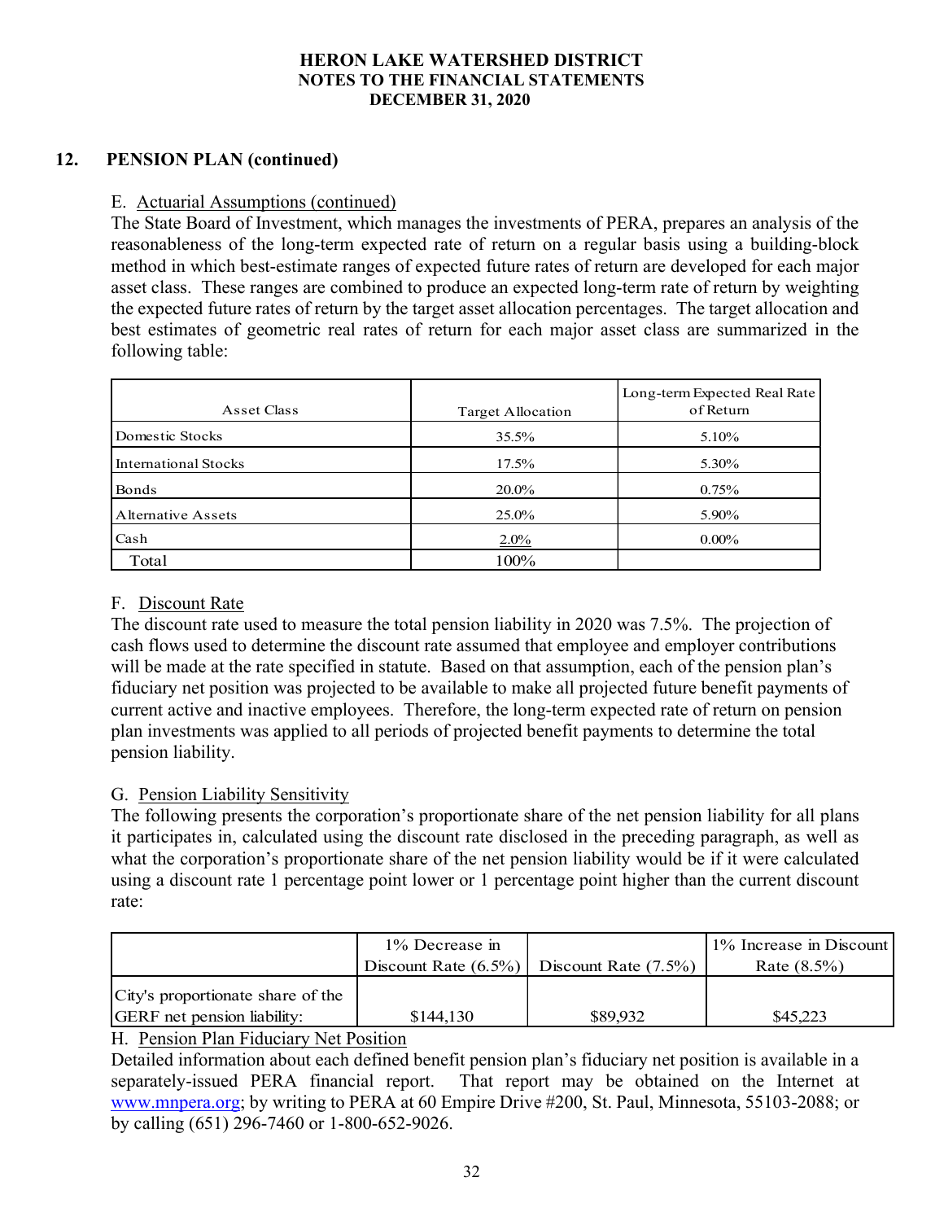## 12. PENSION PLAN (continued)

E. Actuarial Assumptions (continued)

The State Board of Investment, which manages the investments of PERA, prepares an analysis of the reasonableness of the long-term expected rate of return on a regular basis using a building-block method in which best-estimate ranges of expected future rates of return are developed for each major asset class. These ranges are combined to produce an expected long-term rate of return by weighting the expected future rates of return by the target asset allocation percentages. The target allocation and best estimates of geometric real rates of return for each major asset class are summarized in the following table:

| Asset Class | Target Allocation | Long-term Expected Real Rate of Return |
|---|---|---|
| Domestic Stocks | 35.5% | 5.10% |
| International Stocks | 17.5% | 5.30% |
| Bonds | 20.0% | 0.75% |
| Alternative Assets | 25.0% | 5.90% |
| Cash | 2.0% | 0.00% |
| Total | 100% | |

F. Discount Rate

The discount rate used to measure the total pension liability in 2020 was 7.5%. The projection of cash flows used to determine the discount rate assumed that employee and employer contributions will be made at the rate specified in statute. Based on that assumption, each of the pension plan's fiduciary net position was projected to be available to make all projected future benefit payments of current active and inactive employees. Therefore, the long-term expected rate of return on pension plan investments was applied to all periods of projected benefit payments to determine the total pension liability.

G. Pension Liability Sensitivity

The following presents the corporation's proportionate share of the net pension liability for all plans it participates in, calculated using the discount rate disclosed in the preceding paragraph, as well as what the corporation's proportionate share of the net pension liability would be if it were calculated using a discount rate 1 percentage point lower or 1 percentage point higher than the current discount rate:

| | 1% Decrease in Discount Rate (6.5%) | Discount Rate (7.5%) | 1% Increase in Discount Rate (8.5%) |
|---|---|---|---|
| City's proportionate share of the GERF net pension liability: | $144,130 | $89,932 | $45,223 |

H. Pension Plan Fiduciary Net Position

Detailed information about each defined benefit pension plan's fiduciary net position is available in a separately-issued PERA financial report. That report may be obtained on the Internet at www.mnpera.org; by writing to PERA at 60 Empire Drive #200, St. Paul, Minnesota, 55103-2088; or by calling (651) 296-7460 or 1-800-652-9026.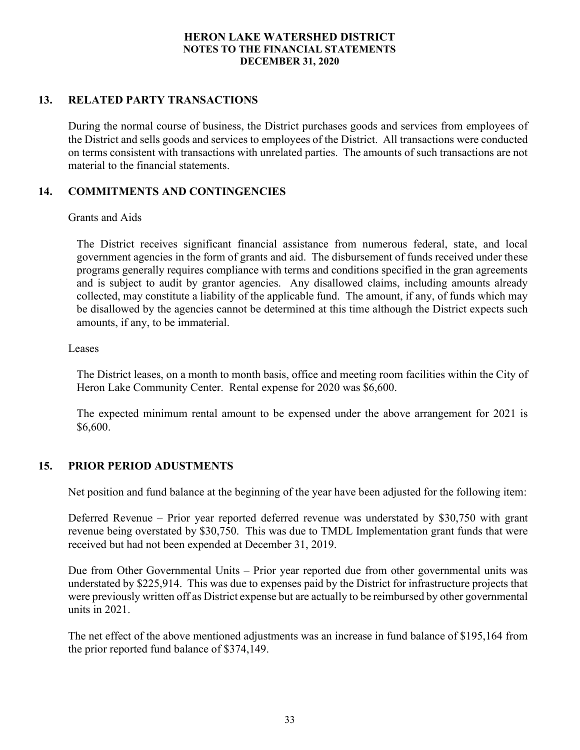## 13. RELATED PARTY TRANSACTIONS

During the normal course of business, the District purchases goods and services from employees of the District and sells goods and services to employees of the District. All transactions were conducted on terms consistent with transactions with unrelated parties. The amounts of such transactions are not material to the financial statements.

## 14. COMMITMENTS AND CONTINGENCIES

Grants and Aids

The District receives significant financial assistance from numerous federal, state, and local government agencies in the form of grants and aid. The disbursement of funds received under these programs generally requires compliance with terms and conditions specified in the gran agreements and is subject to audit by grantor agencies. Any disallowed claims, including amounts already collected, may constitute a liability of the applicable fund. The amount, if any, of funds which may be disallowed by the agencies cannot be determined at this time although the District expects such amounts, if any, to be immaterial.

Leases

The District leases, on a month to month basis, office and meeting room facilities within the City of Heron Lake Community Center. Rental expense for 2020 was $6,600.

The expected minimum rental amount to be expensed under the above arrangement for 2021 is $6,600.

## 15. PRIOR PERIOD ADUSTMENTS

Net position and fund balance at the beginning of the year have been adjusted for the following item:

Deferred Revenue – Prior year reported deferred revenue was understated by $30,750 with grant revenue being overstated by $30,750. This was due to TMDL Implementation grant funds that were received but had not been expended at December 31, 2019.

Due from Other Governmental Units – Prior year reported due from other governmental units was understated by $225,914. This was due to expenses paid by the District for infrastructure projects that were previously written off as District expense but are actually to be reimbursed by other governmental units in 2021.

The net effect of the above mentioned adjustments was an increase in fund balance of $195,164 from the prior reported fund balance of $374,149.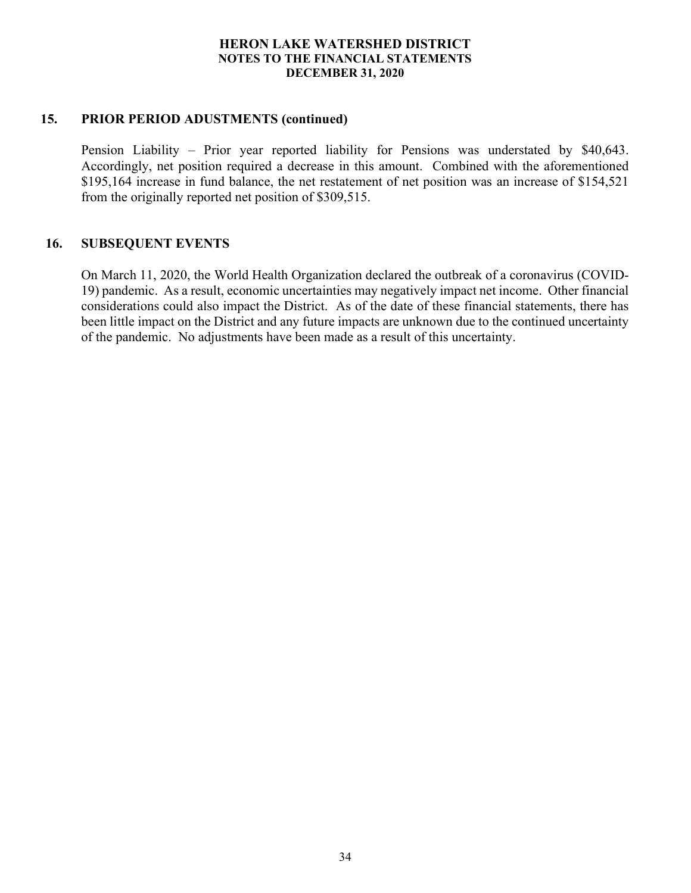## 15. PRIOR PERIOD ADUSTMENTS (continued)

Pension Liability – Prior year reported liability for Pensions was understated by $40,643. Accordingly, net position required a decrease in this amount. Combined with the aforementioned $195,164 increase in fund balance, the net restatement of net position was an increase of $154,521 from the originally reported net position of $309,515.

## 16. SUBSEQUENT EVENTS

On March 11, 2020, the World Health Organization declared the outbreak of a coronavirus (COVID-19) pandemic. As a result, economic uncertainties may negatively impact net income. Other financial considerations could also impact the District. As of the date of these financial statements, there has been little impact on the District and any future impacts are unknown due to the continued uncertainty of the pandemic. No adjustments have been made as a result of this uncertainty.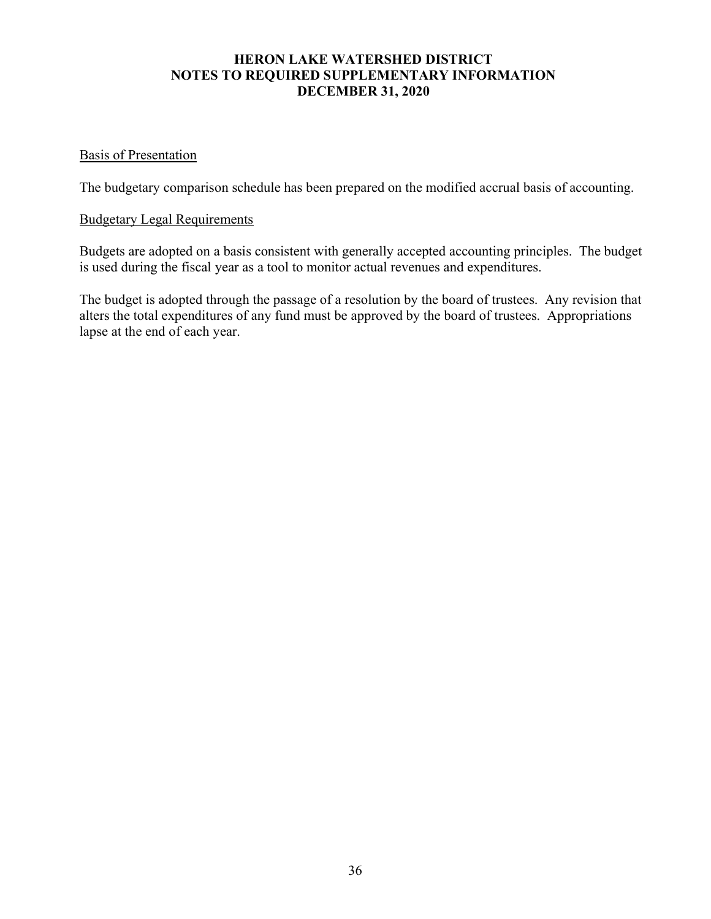# HERON LAKE WATERSHED DISTRICT
# NOTES TO REQUIRED SUPPLEMENTARY INFORMATION
# DECEMBER 31, 2020

## Basis of Presentation

The budgetary comparison schedule has been prepared on the modified accrual basis of accounting.

## Budgetary Legal Requirements

Budgets are adopted on a basis consistent with generally accepted accounting principles. The budget is used during the fiscal year as a tool to monitor actual revenues and expenditures.

The budget is adopted through the passage of a resolution by the board of trustees. Any revision that alters the total expenditures of any fund must be approved by the board of trustees. Appropriations lapse at the end of each year.